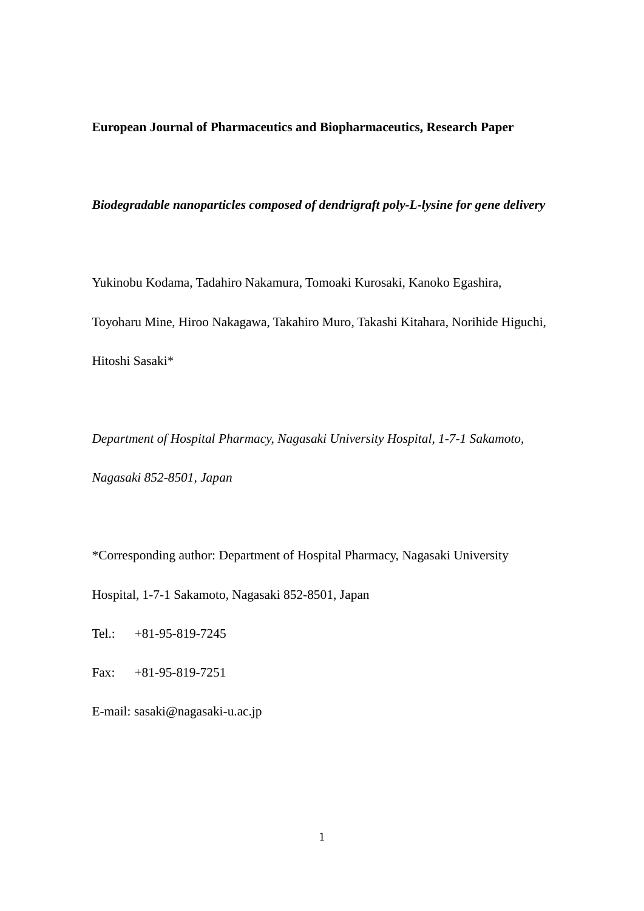**European Journal of Pharmaceutics and Biopharmaceutics, Research Paper**

# *Biodegradable nanoparticles composed of dendrigraft poly-L-lysine for gene delivery*

Yukinobu Kodama, Tadahiro Nakamura, Tomoaki Kurosaki, Kanoko Egashira, Toyoharu Mine, Hiroo Nakagawa, Takahiro Muro, Takashi Kitahara, Norihide Higuchi, Hitoshi Sasaki*

*Department of Hospital Pharmacy, Nagasaki University Hospital, 1-7-1 Sakamoto, Nagasaki 852-8501, Japan*

*Corresponding author: Department of Hospital Pharmacy, Nagasaki University Hospital, 1-7-1 Sakamoto, Nagasaki 852-8501, Japan

Tel.: +81-95-819-7245

Fax: +81-95-819-7251

E-mail: sasaki@nagasaki-u.ac.jp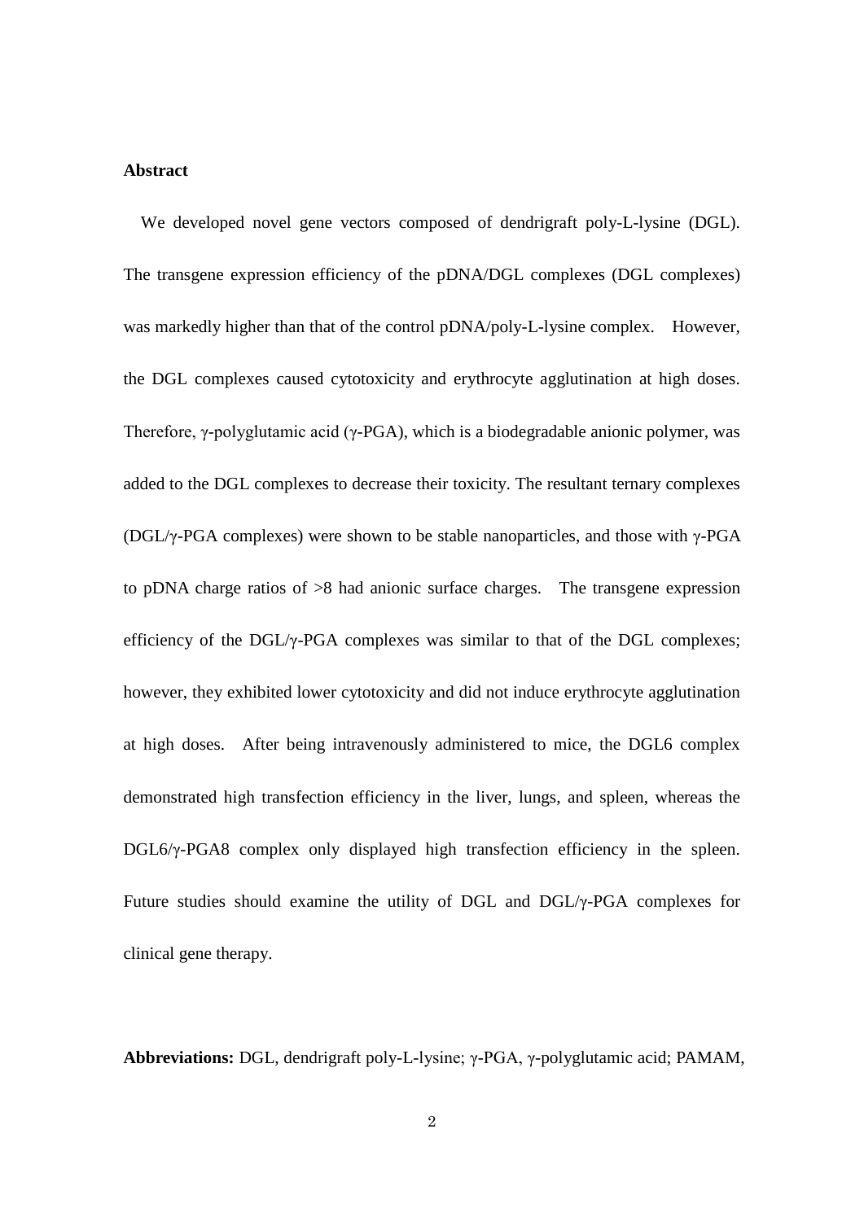## Abstract

We developed novel gene vectors composed of dendrigraft poly-L-lysine (DGL). The transgene expression efficiency of the pDNA/DGL complexes (DGL complexes) was markedly higher than that of the control pDNA/poly-L-lysine complex. However, the DGL complexes caused cytotoxicity and erythrocyte agglutination at high doses. Therefore, γ-polyglutamic acid (γ-PGA), which is a biodegradable anionic polymer, was added to the DGL complexes to decrease their toxicity. The resultant ternary complexes (DGL/γ-PGA complexes) were shown to be stable nanoparticles, and those with γ-PGA to pDNA charge ratios of >8 had anionic surface charges. The transgene expression efficiency of the DGL/γ-PGA complexes was similar to that of the DGL complexes; however, they exhibited lower cytotoxicity and did not induce erythrocyte agglutination at high doses. After being intravenously administered to mice, the DGL6 complex demonstrated high transfection efficiency in the liver, lungs, and spleen, whereas the DGL6/γ-PGA8 complex only displayed high transfection efficiency in the spleen. Future studies should examine the utility of DGL and DGL/γ-PGA complexes for clinical gene therapy.

**Abbreviations:** DGL, dendrigraft poly-L-lysine; γ-PGA, γ-polyglutamic acid; PAMAM,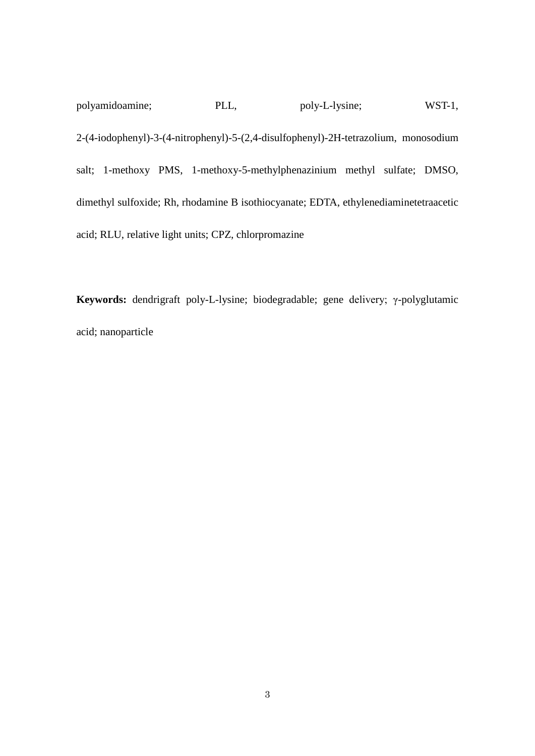polyamidoamine; PLL, poly-L-lysine; WST-1, 2-(4-iodophenyl)-3-(4-nitrophenyl)-5-(2,4-disulfophenyl)-2H-tetrazolium, monosodium salt; 1-methoxy PMS, 1-methoxy-5-methylphenazinium methyl sulfate; DMSO, dimethyl sulfoxide; Rh, rhodamine B isothiocyanate; EDTA, ethylenediaminetetraacetic acid; RLU, relative light units; CPZ, chlorpromazine

**Keywords:** dendrigraft poly-L-lysine; biodegradable; gene delivery; γ-polyglutamic acid; nanoparticle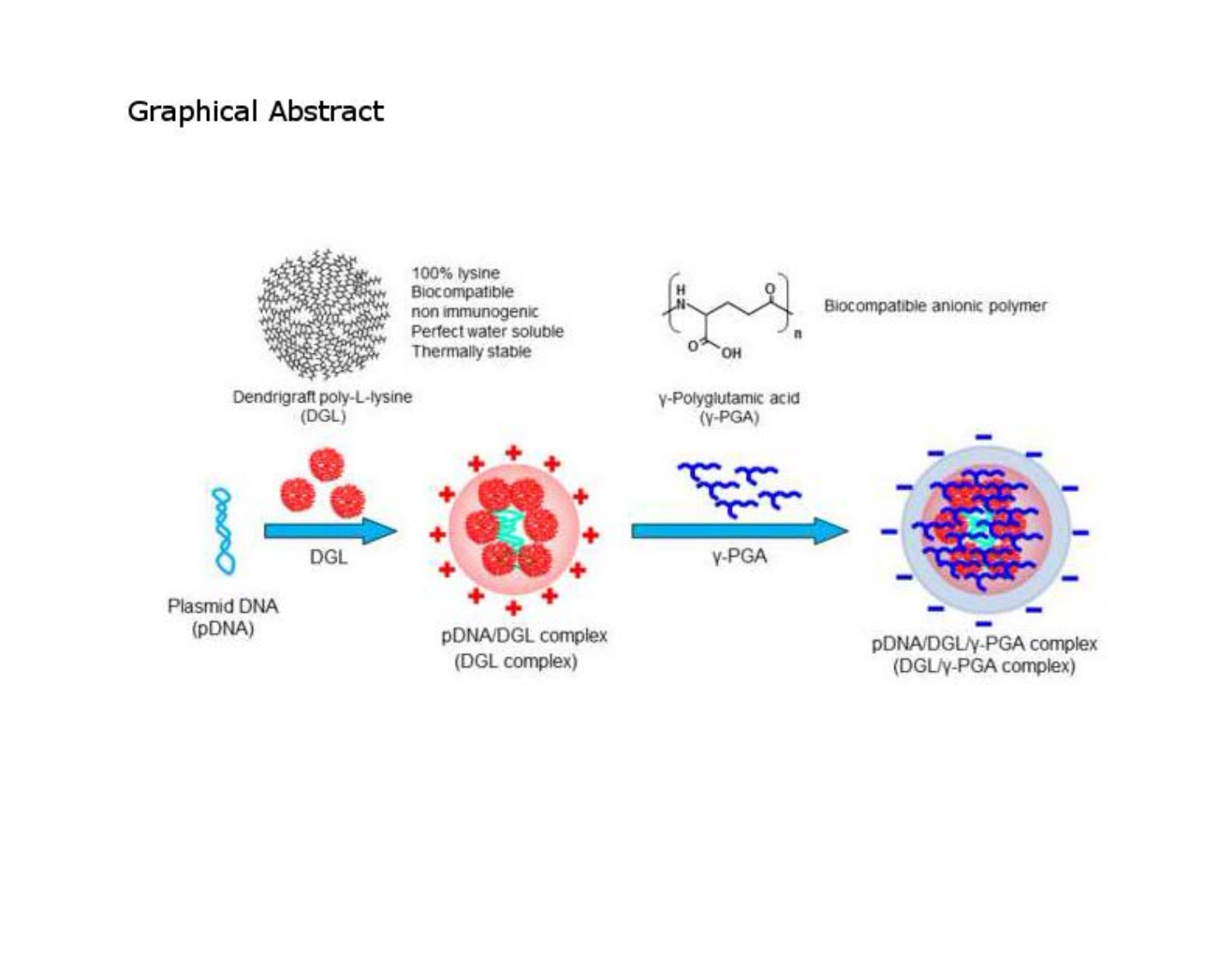# Graphical Abstract

Dendrigraft poly-L-lysine (DGL)

100% lysine
Biocompatible
non immunogenic
Perfect water soluble
Thermally stable

γ-Polyglutamic acid (γ-PGA)

Biocompatible anionic polymer

Plasmid DNA (pDNA)

DGL

pDNA/DGL complex (DGL complex)

γ-PGA

pDNA/DGL/γ-PGA complex (DGL/γ-PGA complex)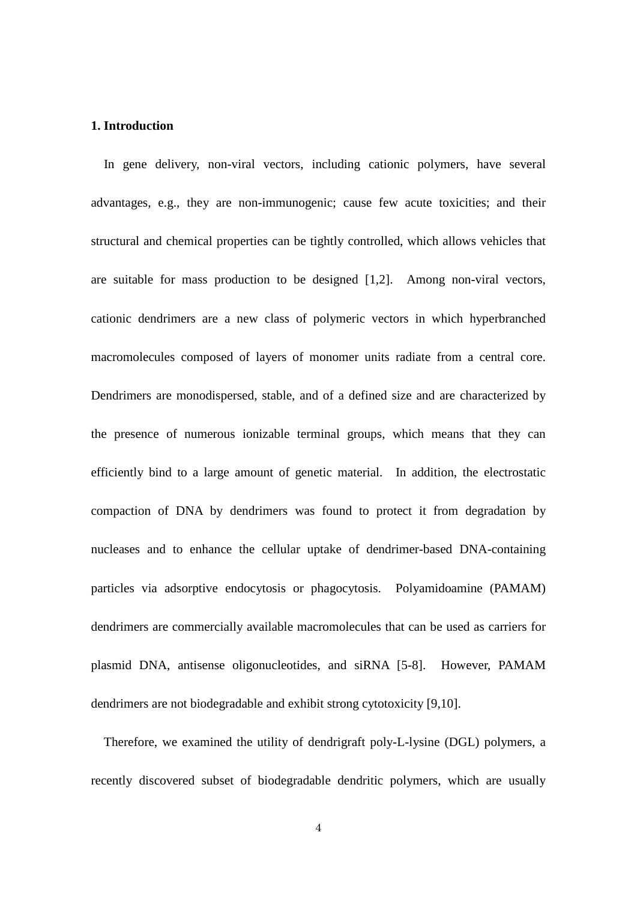## 1. Introduction

In gene delivery, non-viral vectors, including cationic polymers, have several advantages, e.g., they are non-immunogenic; cause few acute toxicities; and their structural and chemical properties can be tightly controlled, which allows vehicles that are suitable for mass production to be designed [1,2]. Among non-viral vectors, cationic dendrimers are a new class of polymeric vectors in which hyperbranched macromolecules composed of layers of monomer units radiate from a central core. Dendrimers are monodispersed, stable, and of a defined size and are characterized by the presence of numerous ionizable terminal groups, which means that they can efficiently bind to a large amount of genetic material. In addition, the electrostatic compaction of DNA by dendrimers was found to protect it from degradation by nucleases and to enhance the cellular uptake of dendrimer-based DNA-containing particles via adsorptive endocytosis or phagocytosis. Polyamidoamine (PAMAM) dendrimers are commercially available macromolecules that can be used as carriers for plasmid DNA, antisense oligonucleotides, and siRNA [5-8]. However, PAMAM dendrimers are not biodegradable and exhibit strong cytotoxicity [9,10].

Therefore, we examined the utility of dendrigraft poly-L-lysine (DGL) polymers, a recently discovered subset of biodegradable dendritic polymers, which are usually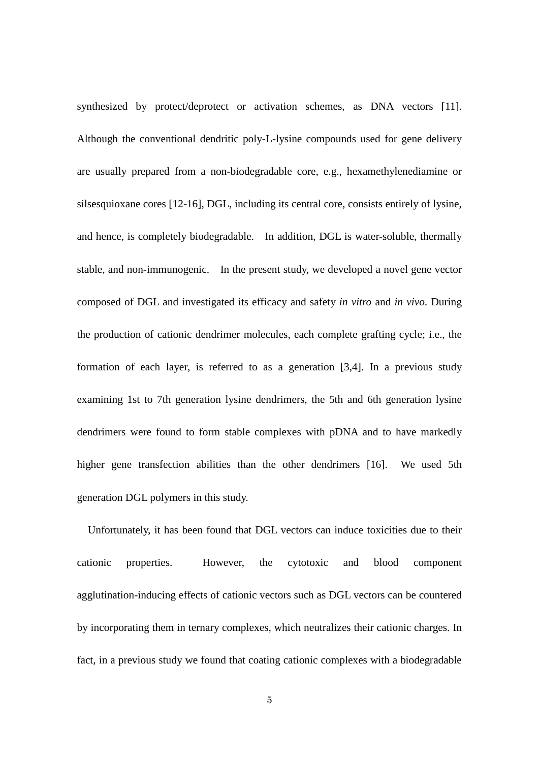synthesized by protect/deprotect or activation schemes, as DNA vectors [11]. Although the conventional dendritic poly-L-lysine compounds used for gene delivery are usually prepared from a non-biodegradable core, e.g., hexamethylenediamine or silsesquioxane cores [12-16], DGL, including its central core, consists entirely of lysine, and hence, is completely biodegradable. In addition, DGL is water-soluble, thermally stable, and non-immunogenic. In the present study, we developed a novel gene vector composed of DGL and investigated its efficacy and safety *in vitro* and *in vivo*. During the production of cationic dendrimer molecules, each complete grafting cycle; i.e., the formation of each layer, is referred to as a generation [3,4]. In a previous study examining 1st to 7th generation lysine dendrimers, the 5th and 6th generation lysine dendrimers were found to form stable complexes with pDNA and to have markedly higher gene transfection abilities than the other dendrimers [16]. We used 5th generation DGL polymers in this study.

Unfortunately, it has been found that DGL vectors can induce toxicities due to their cationic properties. However, the cytotoxic and blood component agglutination-inducing effects of cationic vectors such as DGL vectors can be countered by incorporating them in ternary complexes, which neutralizes their cationic charges. In fact, in a previous study we found that coating cationic complexes with a biodegradable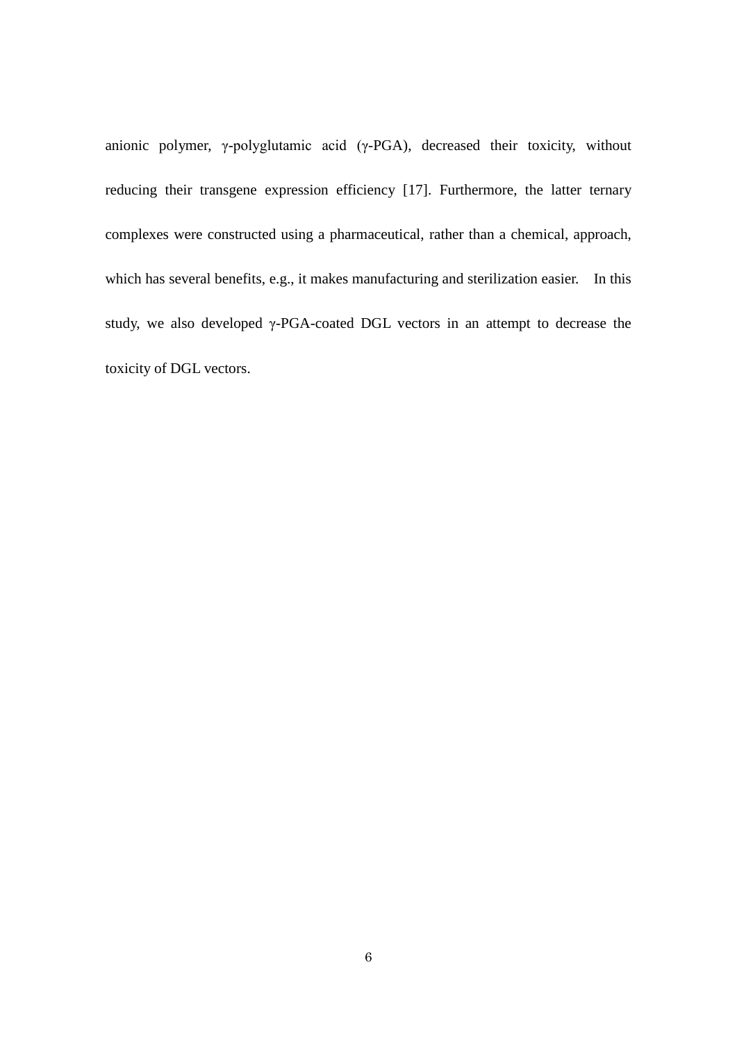anionic polymer, γ-polyglutamic acid (γ-PGA), decreased their toxicity, without reducing their transgene expression efficiency [17]. Furthermore, the latter ternary complexes were constructed using a pharmaceutical, rather than a chemical, approach, which has several benefits, e.g., it makes manufacturing and sterilization easier. In this study, we also developed γ-PGA-coated DGL vectors in an attempt to decrease the toxicity of DGL vectors.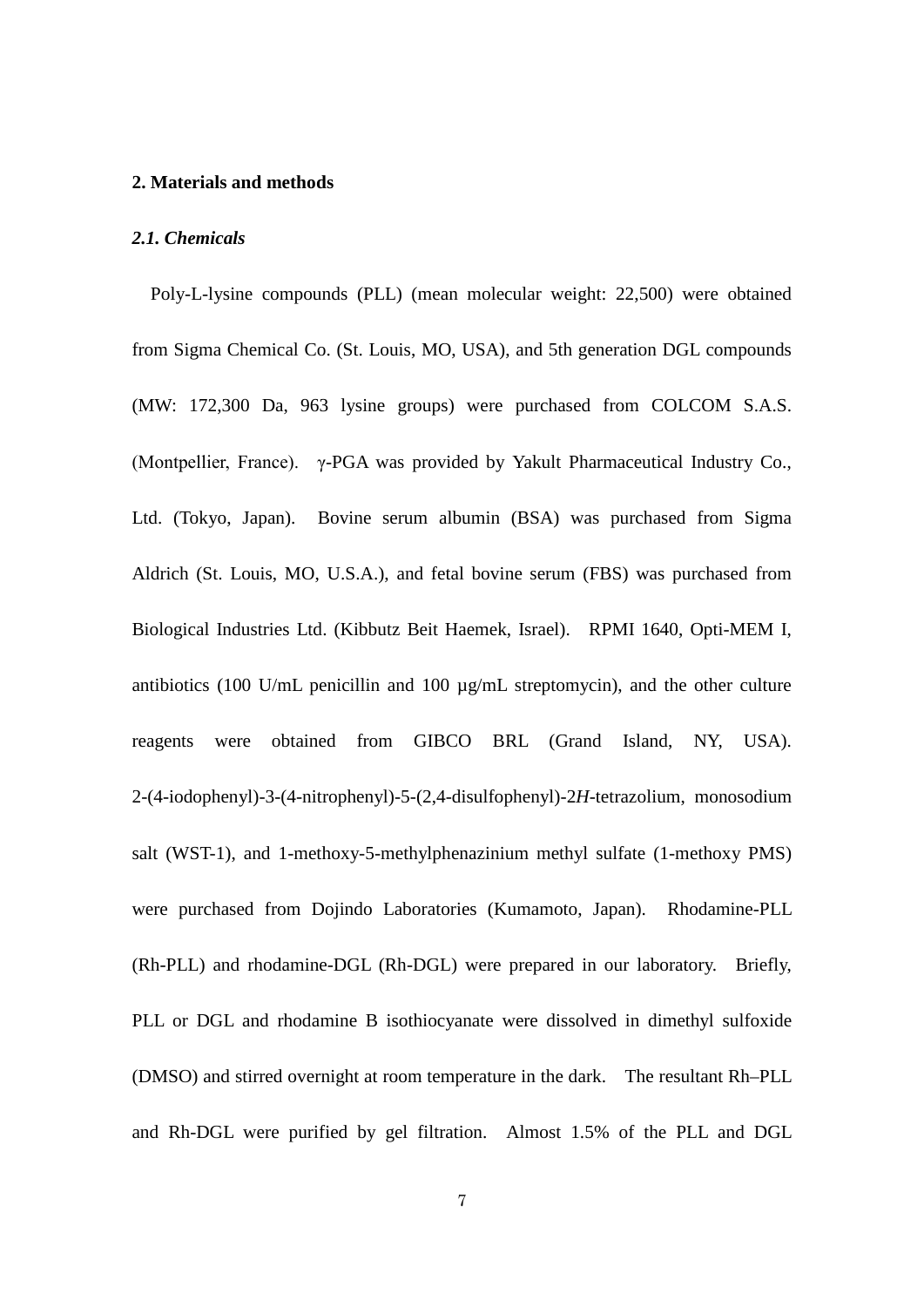## 2. Materials and methods

### *2.1. Chemicals*

Poly-L-lysine compounds (PLL) (mean molecular weight: 22,500) were obtained from Sigma Chemical Co. (St. Louis, MO, USA), and 5th generation DGL compounds (MW: 172,300 Da, 963 lysine groups) were purchased from COLCOM S.A.S. (Montpellier, France). γ-PGA was provided by Yakult Pharmaceutical Industry Co., Ltd. (Tokyo, Japan). Bovine serum albumin (BSA) was purchased from Sigma Aldrich (St. Louis, MO, U.S.A.), and fetal bovine serum (FBS) was purchased from Biological Industries Ltd. (Kibbutz Beit Haemek, Israel). RPMI 1640, Opti-MEM I, antibiotics (100 U/mL penicillin and 100 μg/mL streptomycin), and the other culture reagents were obtained from GIBCO BRL (Grand Island, NY, USA). 2-(4-iodophenyl)-3-(4-nitrophenyl)-5-(2,4-disulfophenyl)-2*H*-tetrazolium, monosodium salt (WST-1), and 1-methoxy-5-methylphenazinium methyl sulfate (1-methoxy PMS) were purchased from Dojindo Laboratories (Kumamoto, Japan). Rhodamine-PLL (Rh-PLL) and rhodamine-DGL (Rh-DGL) were prepared in our laboratory. Briefly, PLL or DGL and rhodamine B isothiocyanate were dissolved in dimethyl sulfoxide (DMSO) and stirred overnight at room temperature in the dark. The resultant Rh–PLL and Rh-DGL were purified by gel filtration. Almost 1.5% of the PLL and DGL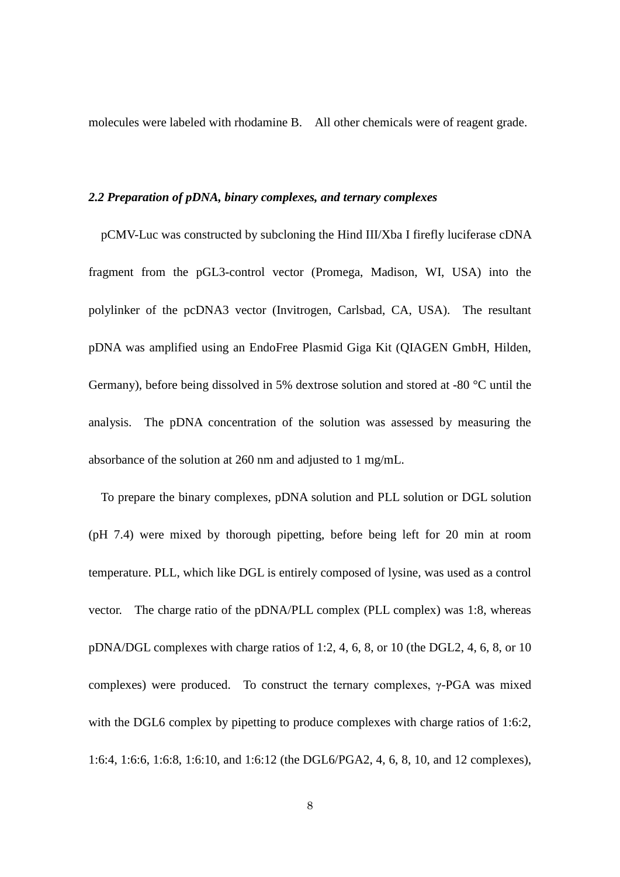molecules were labeled with rhodamine B. All other chemicals were of reagent grade.

### *2.2 Preparation of pDNA, binary complexes, and ternary complexes*

pCMV-Luc was constructed by subcloning the Hind III/Xba I firefly luciferase cDNA fragment from the pGL3-control vector (Promega, Madison, WI, USA) into the polylinker of the pcDNA3 vector (Invitrogen, Carlsbad, CA, USA). The resultant pDNA was amplified using an EndoFree Plasmid Giga Kit (QIAGEN GmbH, Hilden, Germany), before being dissolved in 5% dextrose solution and stored at -80 °C until the analysis. The pDNA concentration of the solution was assessed by measuring the absorbance of the solution at 260 nm and adjusted to 1 mg/mL.

To prepare the binary complexes, pDNA solution and PLL solution or DGL solution (pH 7.4) were mixed by thorough pipetting, before being left for 20 min at room temperature. PLL, which like DGL is entirely composed of lysine, was used as a control vector. The charge ratio of the pDNA/PLL complex (PLL complex) was 1:8, whereas pDNA/DGL complexes with charge ratios of 1:2, 4, 6, 8, or 10 (the DGL2, 4, 6, 8, or 10 complexes) were produced. To construct the ternary complexes, γ-PGA was mixed with the DGL6 complex by pipetting to produce complexes with charge ratios of 1:6:2, 1:6:4, 1:6:6, 1:6:8, 1:6:10, and 1:6:12 (the DGL6/PGA2, 4, 6, 8, 10, and 12 complexes),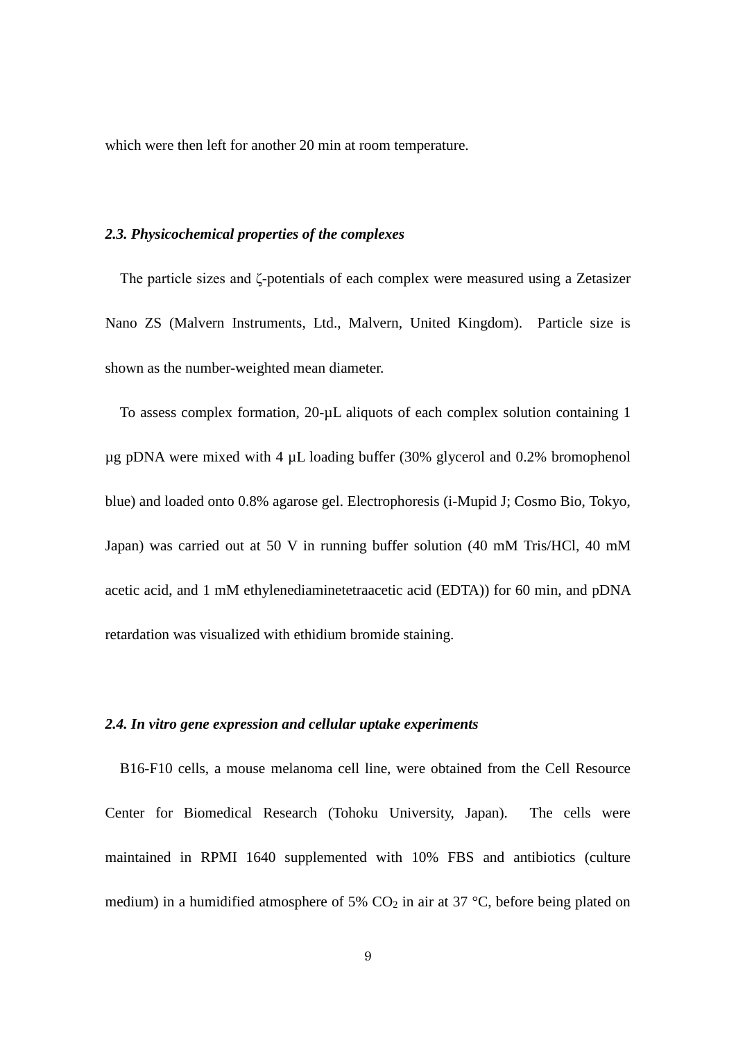which were then left for another 20 min at room temperature.

### *2.3. Physicochemical properties of the complexes*

The particle sizes and ζ-potentials of each complex were measured using a Zetasizer Nano ZS (Malvern Instruments, Ltd., Malvern, United Kingdom). Particle size is shown as the number-weighted mean diameter.

To assess complex formation, 20-μL aliquots of each complex solution containing 1 μg pDNA were mixed with 4 μL loading buffer (30% glycerol and 0.2% bromophenol blue) and loaded onto 0.8% agarose gel. Electrophoresis (i-Mupid J; Cosmo Bio, Tokyo, Japan) was carried out at 50 V in running buffer solution (40 mM Tris/HCl, 40 mM acetic acid, and 1 mM ethylenediaminetetraacetic acid (EDTA)) for 60 min, and pDNA retardation was visualized with ethidium bromide staining.

### *2.4. In vitro gene expression and cellular uptake experiments*

B16-F10 cells, a mouse melanoma cell line, were obtained from the Cell Resource Center for Biomedical Research (Tohoku University, Japan). The cells were maintained in RPMI 1640 supplemented with 10% FBS and antibiotics (culture medium) in a humidified atmosphere of 5% $CO_2$ in air at 37 °C, before being plated on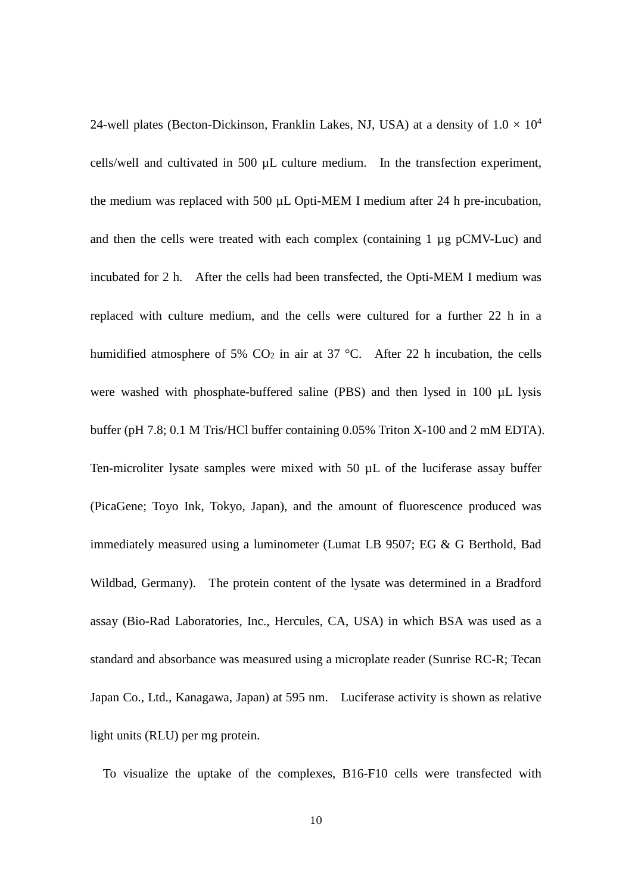24-well plates (Becton-Dickinson, Franklin Lakes, NJ, USA) at a density of $1.0 \times 10^4$ cells/well and cultivated in 500 µL culture medium. In the transfection experiment, the medium was replaced with 500 µL Opti-MEM I medium after 24 h pre-incubation, and then the cells were treated with each complex (containing 1 µg pCMV-Luc) and incubated for 2 h. After the cells had been transfected, the Opti-MEM I medium was replaced with culture medium, and the cells were cultured for a further 22 h in a humidified atmosphere of 5% $CO_2$ in air at 37 °C. After 22 h incubation, the cells were washed with phosphate-buffered saline (PBS) and then lysed in 100 µL lysis buffer (pH 7.8; 0.1 M Tris/HCl buffer containing 0.05% Triton X-100 and 2 mM EDTA). Ten-microliter lysate samples were mixed with 50 µL of the luciferase assay buffer (PicaGene; Toyo Ink, Tokyo, Japan), and the amount of fluorescence produced was immediately measured using a luminometer (Lumat LB 9507; EG & G Berthold, Bad Wildbad, Germany). The protein content of the lysate was determined in a Bradford assay (Bio-Rad Laboratories, Inc., Hercules, CA, USA) in which BSA was used as a standard and absorbance was measured using a microplate reader (Sunrise RC-R; Tecan Japan Co., Ltd., Kanagawa, Japan) at 595 nm. Luciferase activity is shown as relative light units (RLU) per mg protein.

To visualize the uptake of the complexes, B16-F10 cells were transfected with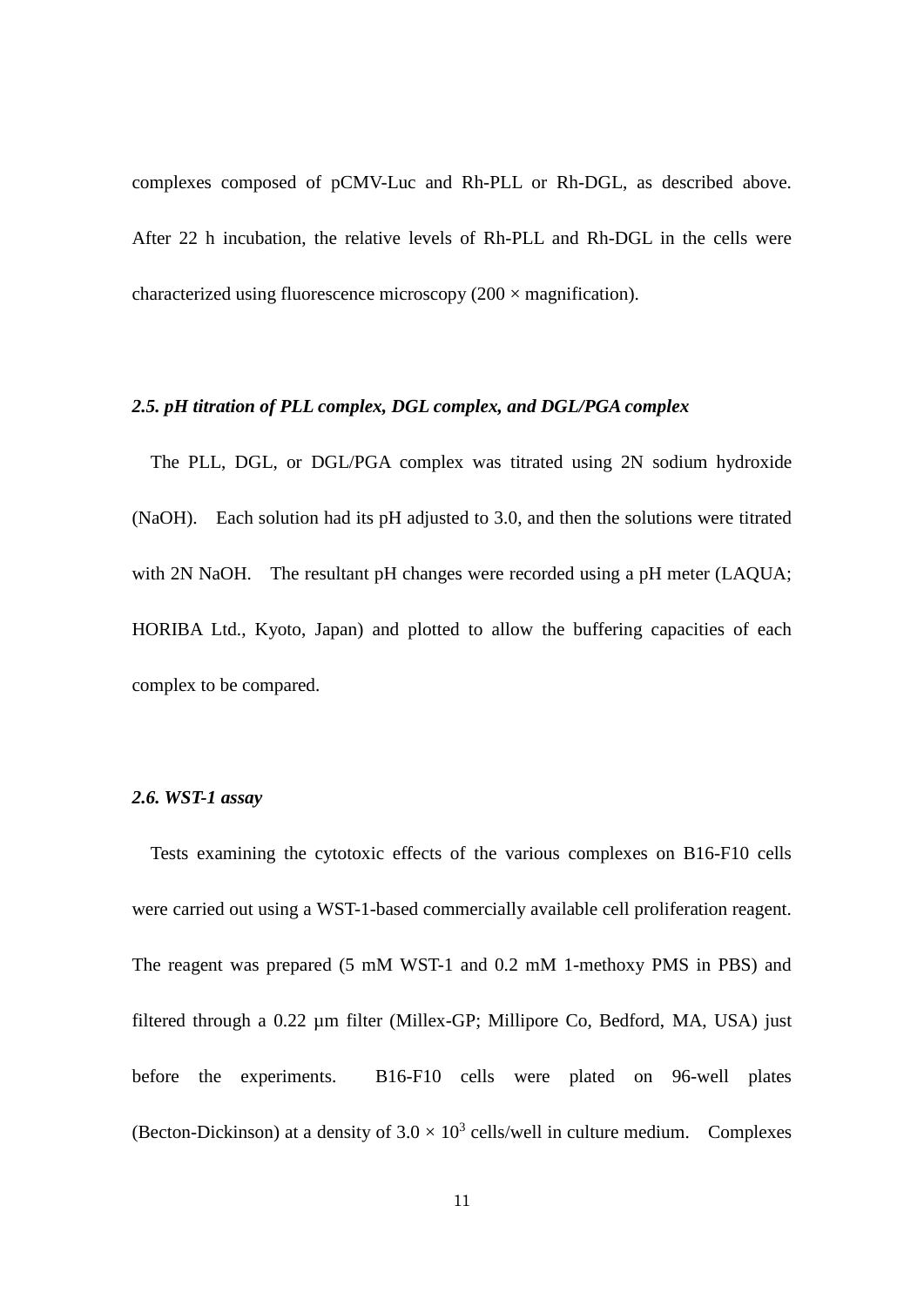complexes composed of pCMV-Luc and Rh-PLL or Rh-DGL, as described above. After 22 h incubation, the relative levels of Rh-PLL and Rh-DGL in the cells were characterized using fluorescence microscopy (200 × magnification).

### *2.5. pH titration of PLL complex, DGL complex, and DGL/PGA complex*

The PLL, DGL, or DGL/PGA complex was titrated using 2N sodium hydroxide (NaOH). Each solution had its pH adjusted to 3.0, and then the solutions were titrated with 2N NaOH. The resultant pH changes were recorded using a pH meter (LAQUA; HORIBA Ltd., Kyoto, Japan) and plotted to allow the buffering capacities of each complex to be compared.

### *2.6. WST-1 assay*

Tests examining the cytotoxic effects of the various complexes on B16-F10 cells were carried out using a WST-1-based commercially available cell proliferation reagent. The reagent was prepared (5 mM WST-1 and 0.2 mM 1-methoxy PMS in PBS) and filtered through a 0.22 μm filter (Millex-GP; Millipore Co, Bedford, MA, USA) just before the experiments. B16-F10 cells were plated on 96-well plates (Becton-Dickinson) at a density of $3.0 \times 10^3$ cells/well in culture medium. Complexes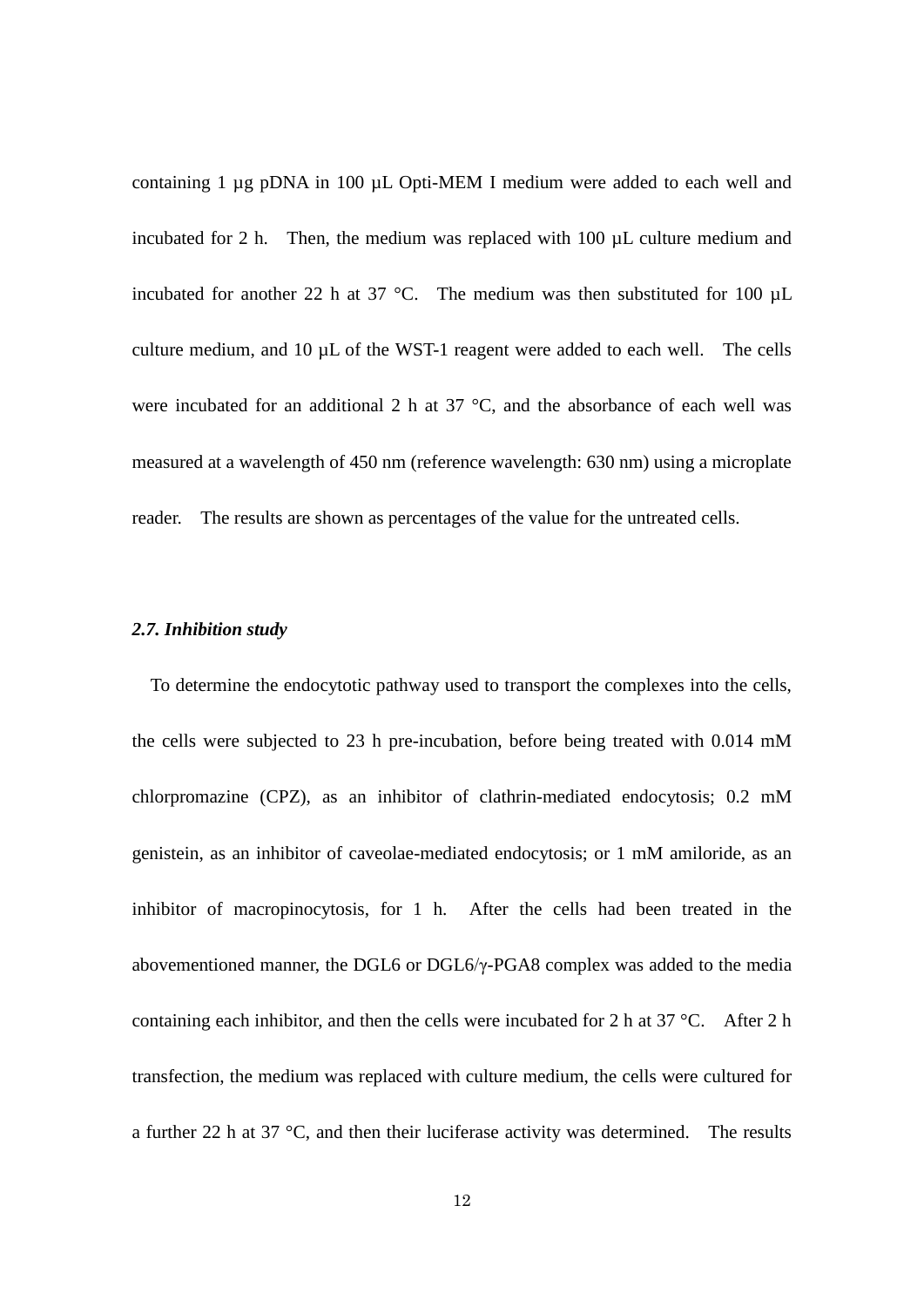containing 1 µg pDNA in 100 µL Opti-MEM I medium were added to each well and incubated for 2 h. Then, the medium was replaced with 100 µL culture medium and incubated for another 22 h at 37 °C. The medium was then substituted for 100 µL culture medium, and 10 µL of the WST-1 reagent were added to each well. The cells were incubated for an additional 2 h at 37 °C, and the absorbance of each well was measured at a wavelength of 450 nm (reference wavelength: 630 nm) using a microplate reader. The results are shown as percentages of the value for the untreated cells.

### *2.7. Inhibition study*

To determine the endocytotic pathway used to transport the complexes into the cells, the cells were subjected to 23 h pre-incubation, before being treated with 0.014 mM chlorpromazine (CPZ), as an inhibitor of clathrin-mediated endocytosis; 0.2 mM genistein, as an inhibitor of caveolae-mediated endocytosis; or 1 mM amiloride, as an inhibitor of macropinocytosis, for 1 h. After the cells had been treated in the abovementioned manner, the DGL6 or DGL6/γ-PGA8 complex was added to the media containing each inhibitor, and then the cells were incubated for 2 h at 37 °C. After 2 h transfection, the medium was replaced with culture medium, the cells were cultured for a further 22 h at 37 °C, and then their luciferase activity was determined. The results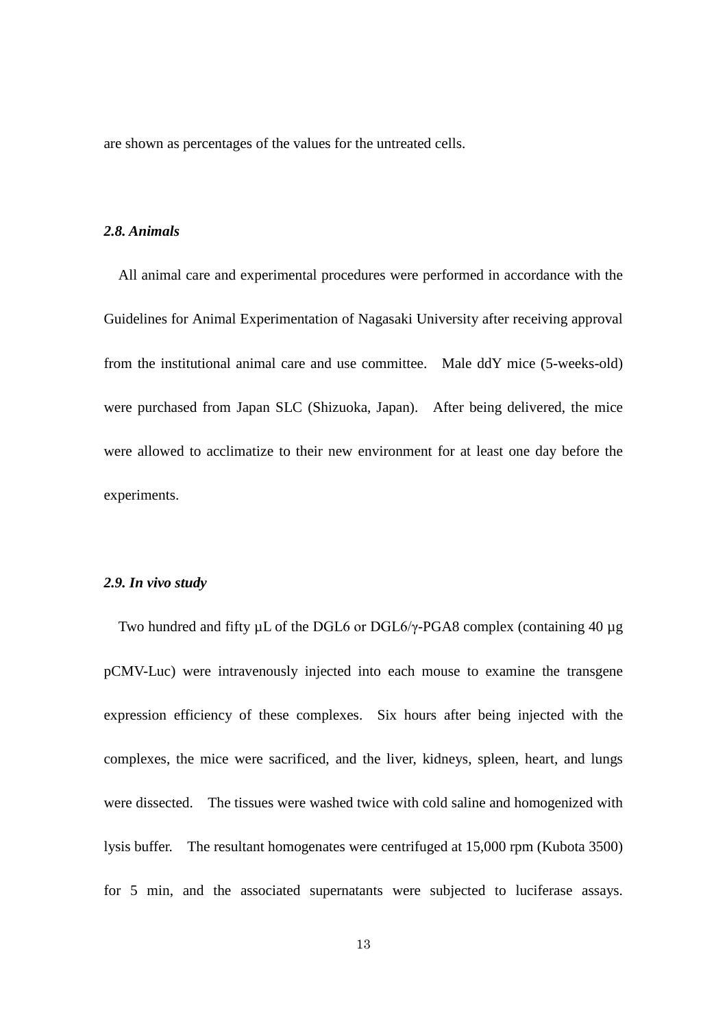are shown as percentages of the values for the untreated cells.

### *2.8. Animals*

All animal care and experimental procedures were performed in accordance with the Guidelines for Animal Experimentation of Nagasaki University after receiving approval from the institutional animal care and use committee. Male ddY mice (5-weeks-old) were purchased from Japan SLC (Shizuoka, Japan). After being delivered, the mice were allowed to acclimatize to their new environment for at least one day before the experiments.

### *2.9. In vivo study*

Two hundred and fifty µL of the DGL6 or DGL6/γ-PGA8 complex (containing 40 µg pCMV-Luc) were intravenously injected into each mouse to examine the transgene expression efficiency of these complexes. Six hours after being injected with the complexes, the mice were sacrificed, and the liver, kidneys, spleen, heart, and lungs were dissected. The tissues were washed twice with cold saline and homogenized with lysis buffer. The resultant homogenates were centrifuged at 15,000 rpm (Kubota 3500) for 5 min, and the associated supernatants were subjected to luciferase assays.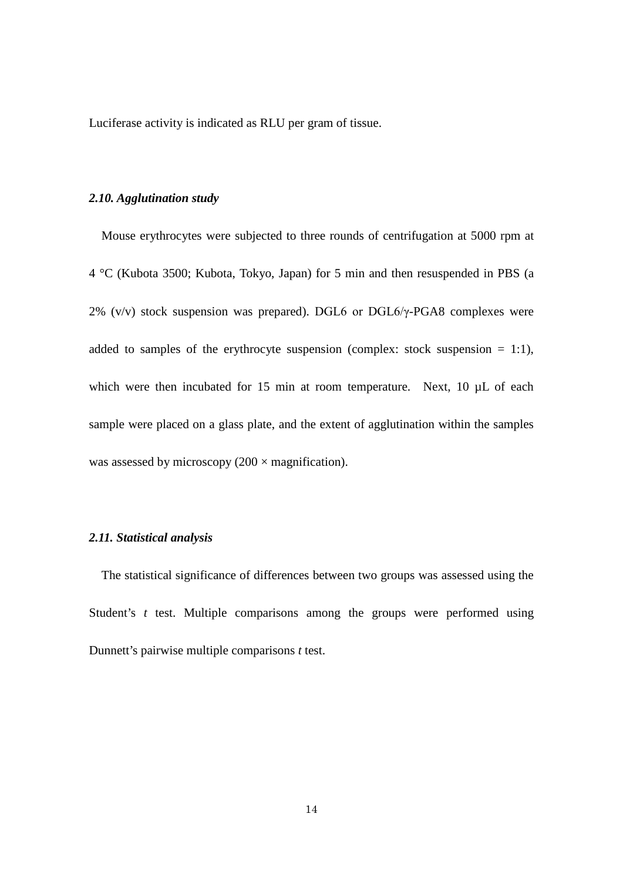Luciferase activity is indicated as RLU per gram of tissue.

### *2.10. Agglutination study*

Mouse erythrocytes were subjected to three rounds of centrifugation at 5000 rpm at 4 °C (Kubota 3500; Kubota, Tokyo, Japan) for 5 min and then resuspended in PBS (a 2% (v/v) stock suspension was prepared). DGL6 or DGL6/γ-PGA8 complexes were added to samples of the erythrocyte suspension (complex: stock suspension = 1:1), which were then incubated for 15 min at room temperature. Next, 10 μL of each sample were placed on a glass plate, and the extent of agglutination within the samples was assessed by microscopy (200 × magnification).

### *2.11. Statistical analysis*

The statistical significance of differences between two groups was assessed using the Student's *t* test. Multiple comparisons among the groups were performed using Dunnett's pairwise multiple comparisons *t* test.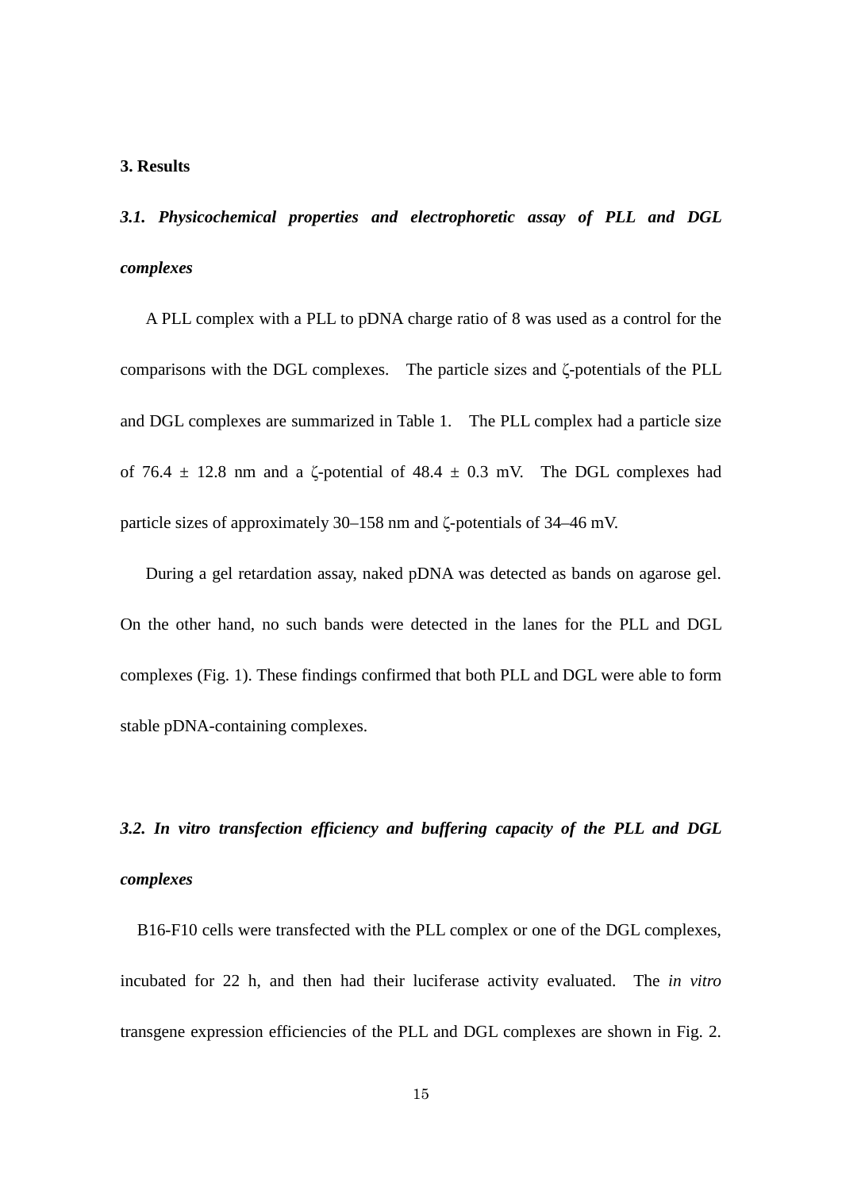## 3. Results

### *3.1. Physicochemical properties and electrophoretic assay of PLL and DGL complexes*

A PLL complex with a PLL to pDNA charge ratio of 8 was used as a control for the comparisons with the DGL complexes. The particle sizes and ζ-potentials of the PLL and DGL complexes are summarized in Table 1. The PLL complex had a particle size of 76.4 ± 12.8 nm and a ζ-potential of 48.4 ± 0.3 mV. The DGL complexes had particle sizes of approximately 30–158 nm and ζ-potentials of 34–46 mV.

During a gel retardation assay, naked pDNA was detected as bands on agarose gel. On the other hand, no such bands were detected in the lanes for the PLL and DGL complexes (Fig. 1). These findings confirmed that both PLL and DGL were able to form stable pDNA-containing complexes.

### *3.2. In vitro transfection efficiency and buffering capacity of the PLL and DGL complexes*

B16-F10 cells were transfected with the PLL complex or one of the DGL complexes, incubated for 22 h, and then had their luciferase activity evaluated. The *in vitro* transgene expression efficiencies of the PLL and DGL complexes are shown in Fig. 2.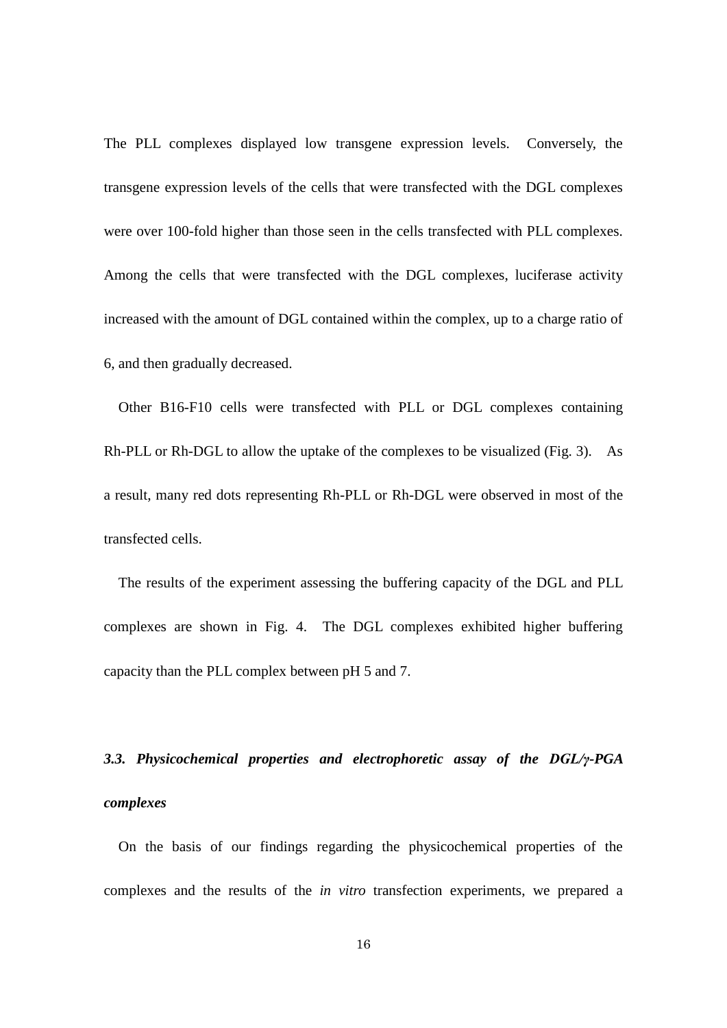The PLL complexes displayed low transgene expression levels. Conversely, the transgene expression levels of the cells that were transfected with the DGL complexes were over 100-fold higher than those seen in the cells transfected with PLL complexes. Among the cells that were transfected with the DGL complexes, luciferase activity increased with the amount of DGL contained within the complex, up to a charge ratio of 6, and then gradually decreased.

Other B16-F10 cells were transfected with PLL or DGL complexes containing Rh-PLL or Rh-DGL to allow the uptake of the complexes to be visualized (Fig. 3). As a result, many red dots representing Rh-PLL or Rh-DGL were observed in most of the transfected cells.

The results of the experiment assessing the buffering capacity of the DGL and PLL complexes are shown in Fig. 4. The DGL complexes exhibited higher buffering capacity than the PLL complex between pH 5 and 7.

### *3.3. Physicochemical properties and electrophoretic assay of the DGL/γ-PGA complexes*

On the basis of our findings regarding the physicochemical properties of the complexes and the results of the *in vitro* transfection experiments, we prepared a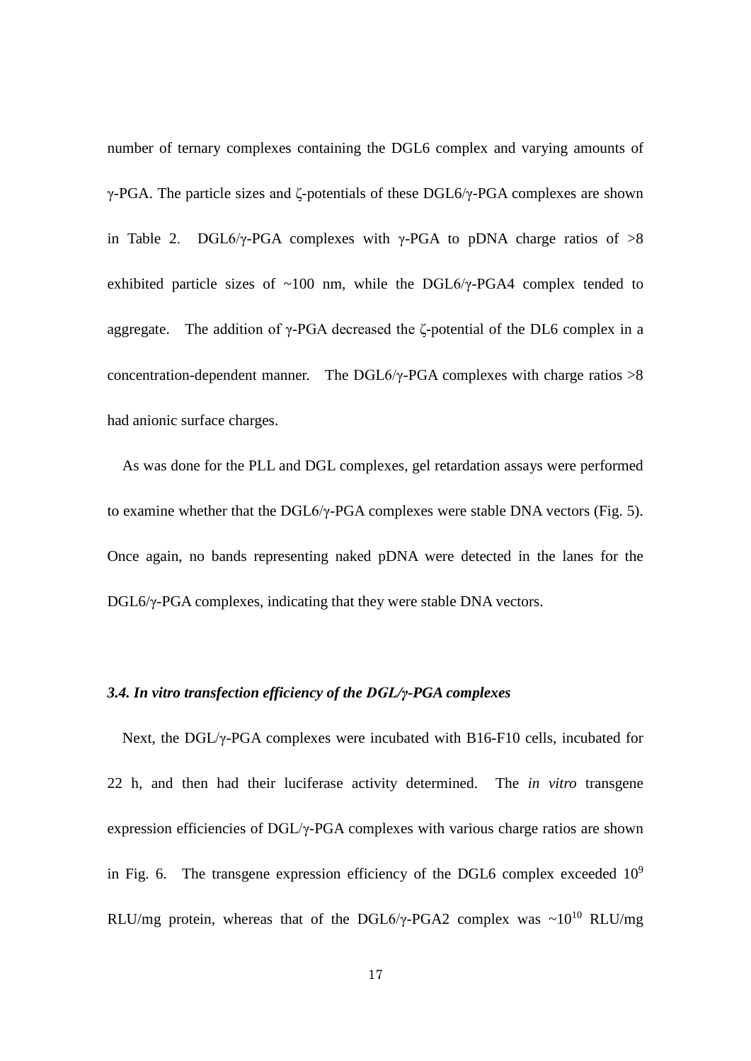number of ternary complexes containing the DGL6 complex and varying amounts of γ-PGA. The particle sizes and ζ-potentials of these DGL6/γ-PGA complexes are shown in Table 2. DGL6/γ-PGA complexes with γ-PGA to pDNA charge ratios of >8 exhibited particle sizes of ~100 nm, while the DGL6/γ-PGA4 complex tended to aggregate. The addition of γ-PGA decreased the ζ-potential of the DL6 complex in a concentration-dependent manner. The DGL6/γ-PGA complexes with charge ratios >8 had anionic surface charges.

As was done for the PLL and DGL complexes, gel retardation assays were performed to examine whether that the DGL6/γ-PGA complexes were stable DNA vectors (Fig. 5). Once again, no bands representing naked pDNA were detected in the lanes for the DGL6/γ-PGA complexes, indicating that they were stable DNA vectors.

### *3.4. In vitro transfection efficiency of the DGL/γ-PGA complexes*

Next, the DGL/γ-PGA complexes were incubated with B16-F10 cells, incubated for 22 h, and then had their luciferase activity determined. The *in vitro* transgene expression efficiencies of DGL/γ-PGA complexes with various charge ratios are shown in Fig. 6. The transgene expression efficiency of the DGL6 complex exceeded $10^9$ RLU/mg protein, whereas that of the DGL6/γ-PGA2 complex was ~$10^{10}$ RLU/mg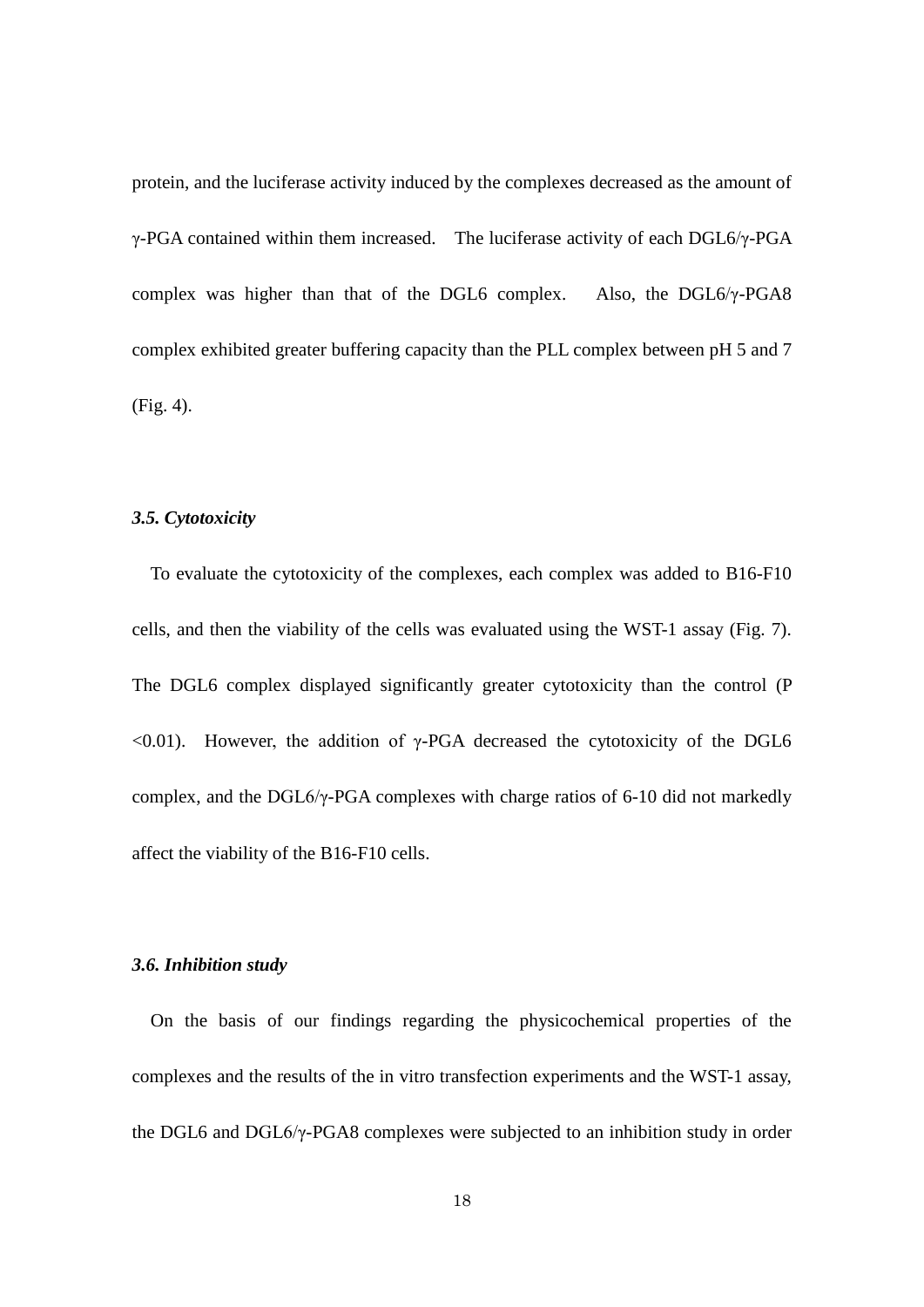protein, and the luciferase activity induced by the complexes decreased as the amount of γ-PGA contained within them increased. The luciferase activity of each DGL6/γ-PGA complex was higher than that of the DGL6 complex. Also, the DGL6/γ-PGA8 complex exhibited greater buffering capacity than the PLL complex between pH 5 and 7 (Fig. 4).

### *3.5. Cytotoxicity*

To evaluate the cytotoxicity of the complexes, each complex was added to B16-F10 cells, and then the viability of the cells was evaluated using the WST-1 assay (Fig. 7). The DGL6 complex displayed significantly greater cytotoxicity than the control ($P < 0.01$). However, the addition of γ-PGA decreased the cytotoxicity of the DGL6 complex, and the DGL6/γ-PGA complexes with charge ratios of 6-10 did not markedly affect the viability of the B16-F10 cells.

### *3.6. Inhibition study*

On the basis of our findings regarding the physicochemical properties of the complexes and the results of the in vitro transfection experiments and the WST-1 assay, the DGL6 and DGL6/γ-PGA8 complexes were subjected to an inhibition study in order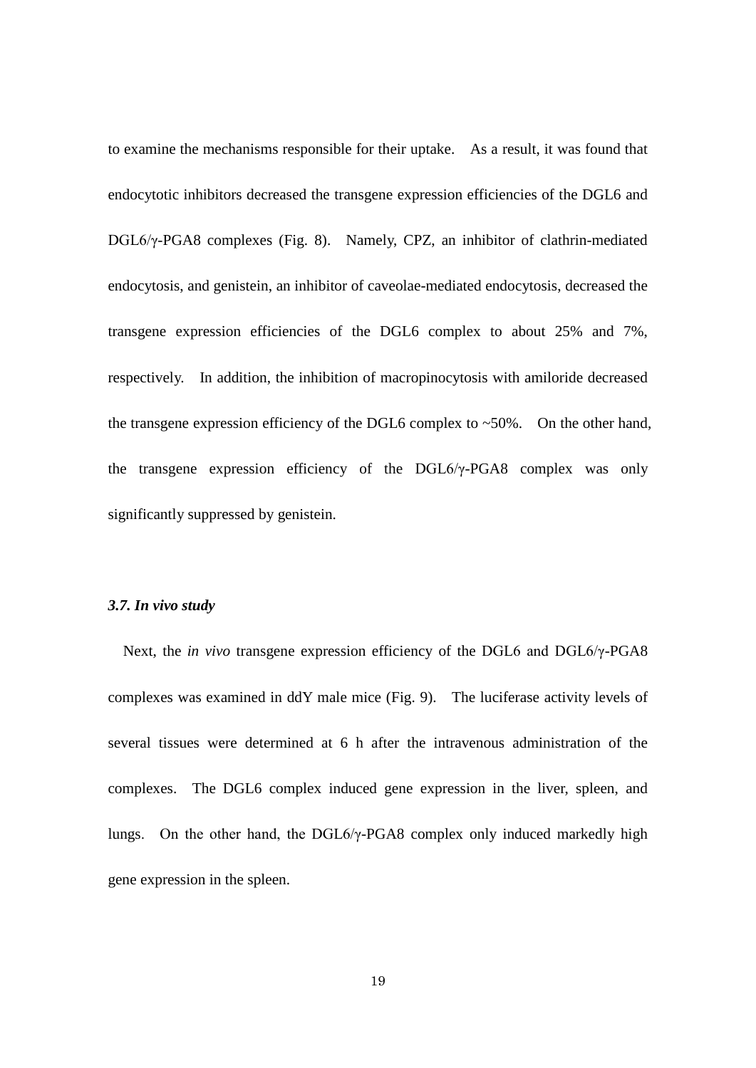to examine the mechanisms responsible for their uptake. As a result, it was found that endocytotic inhibitors decreased the transgene expression efficiencies of the DGL6 and DGL6/γ-PGA8 complexes (Fig. 8). Namely, CPZ, an inhibitor of clathrin-mediated endocytosis, and genistein, an inhibitor of caveolae-mediated endocytosis, decreased the transgene expression efficiencies of the DGL6 complex to about 25% and 7%, respectively. In addition, the inhibition of macropinocytosis with amiloride decreased the transgene expression efficiency of the DGL6 complex to ~50%. On the other hand, the transgene expression efficiency of the DGL6/γ-PGA8 complex was only significantly suppressed by genistein.

### *3.7. In vivo study*

Next, the *in vivo* transgene expression efficiency of the DGL6 and DGL6/γ-PGA8 complexes was examined in ddY male mice (Fig. 9). The luciferase activity levels of several tissues were determined at 6 h after the intravenous administration of the complexes. The DGL6 complex induced gene expression in the liver, spleen, and lungs. On the other hand, the DGL6/γ-PGA8 complex only induced markedly high gene expression in the spleen.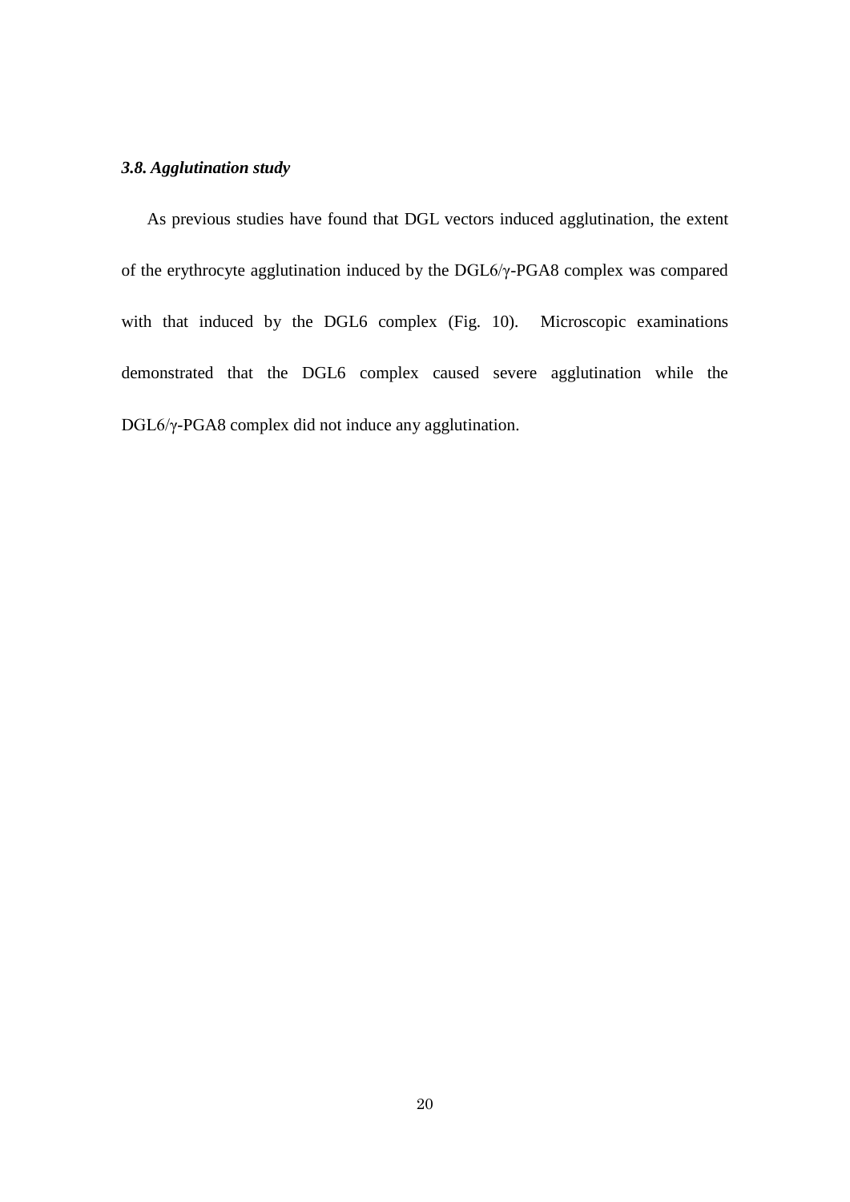### *3.8. Agglutination study*

As previous studies have found that DGL vectors induced agglutination, the extent of the erythrocyte agglutination induced by the DGL6/γ-PGA8 complex was compared with that induced by the DGL6 complex (Fig. 10). Microscopic examinations demonstrated that the DGL6 complex caused severe agglutination while the DGL6/γ-PGA8 complex did not induce any agglutination.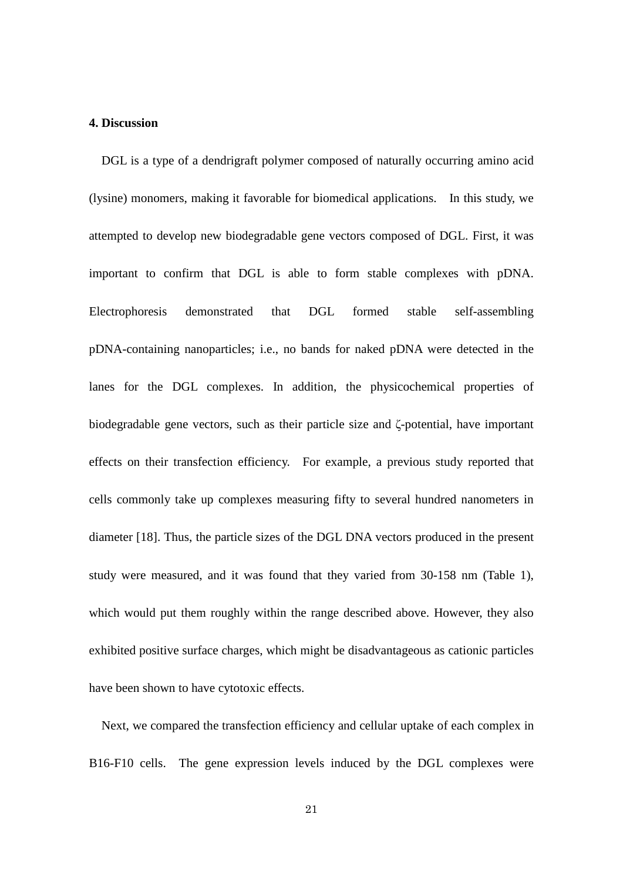## 4. Discussion

DGL is a type of a dendrigraft polymer composed of naturally occurring amino acid (lysine) monomers, making it favorable for biomedical applications. In this study, we attempted to develop new biodegradable gene vectors composed of DGL. First, it was important to confirm that DGL is able to form stable complexes with pDNA. Electrophoresis demonstrated that DGL formed stable self-assembling pDNA-containing nanoparticles; i.e., no bands for naked pDNA were detected in the lanes for the DGL complexes. In addition, the physicochemical properties of biodegradable gene vectors, such as their particle size and ζ-potential, have important effects on their transfection efficiency. For example, a previous study reported that cells commonly take up complexes measuring fifty to several hundred nanometers in diameter [18]. Thus, the particle sizes of the DGL DNA vectors produced in the present study were measured, and it was found that they varied from 30-158 nm (Table 1), which would put them roughly within the range described above. However, they also exhibited positive surface charges, which might be disadvantageous as cationic particles have been shown to have cytotoxic effects.

Next, we compared the transfection efficiency and cellular uptake of each complex in B16-F10 cells. The gene expression levels induced by the DGL complexes were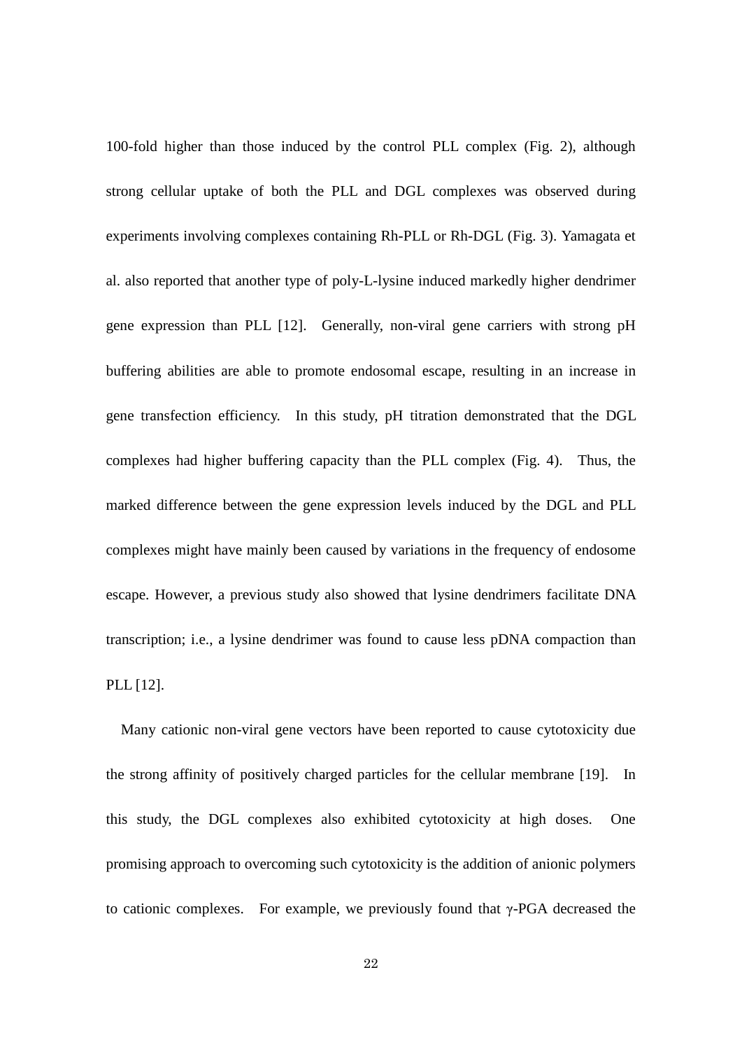100-fold higher than those induced by the control PLL complex (Fig. 2), although strong cellular uptake of both the PLL and DGL complexes was observed during experiments involving complexes containing Rh-PLL or Rh-DGL (Fig. 3). Yamagata et al. also reported that another type of poly-L-lysine induced markedly higher dendrimer gene expression than PLL [12]. Generally, non-viral gene carriers with strong pH buffering abilities are able to promote endosomal escape, resulting in an increase in gene transfection efficiency. In this study, pH titration demonstrated that the DGL complexes had higher buffering capacity than the PLL complex (Fig. 4). Thus, the marked difference between the gene expression levels induced by the DGL and PLL complexes might have mainly been caused by variations in the frequency of endosome escape. However, a previous study also showed that lysine dendrimers facilitate DNA transcription; i.e., a lysine dendrimer was found to cause less pDNA compaction than PLL [12].

Many cationic non-viral gene vectors have been reported to cause cytotoxicity due the strong affinity of positively charged particles for the cellular membrane [19]. In this study, the DGL complexes also exhibited cytotoxicity at high doses. One promising approach to overcoming such cytotoxicity is the addition of anionic polymers to cationic complexes. For example, we previously found that γ-PGA decreased the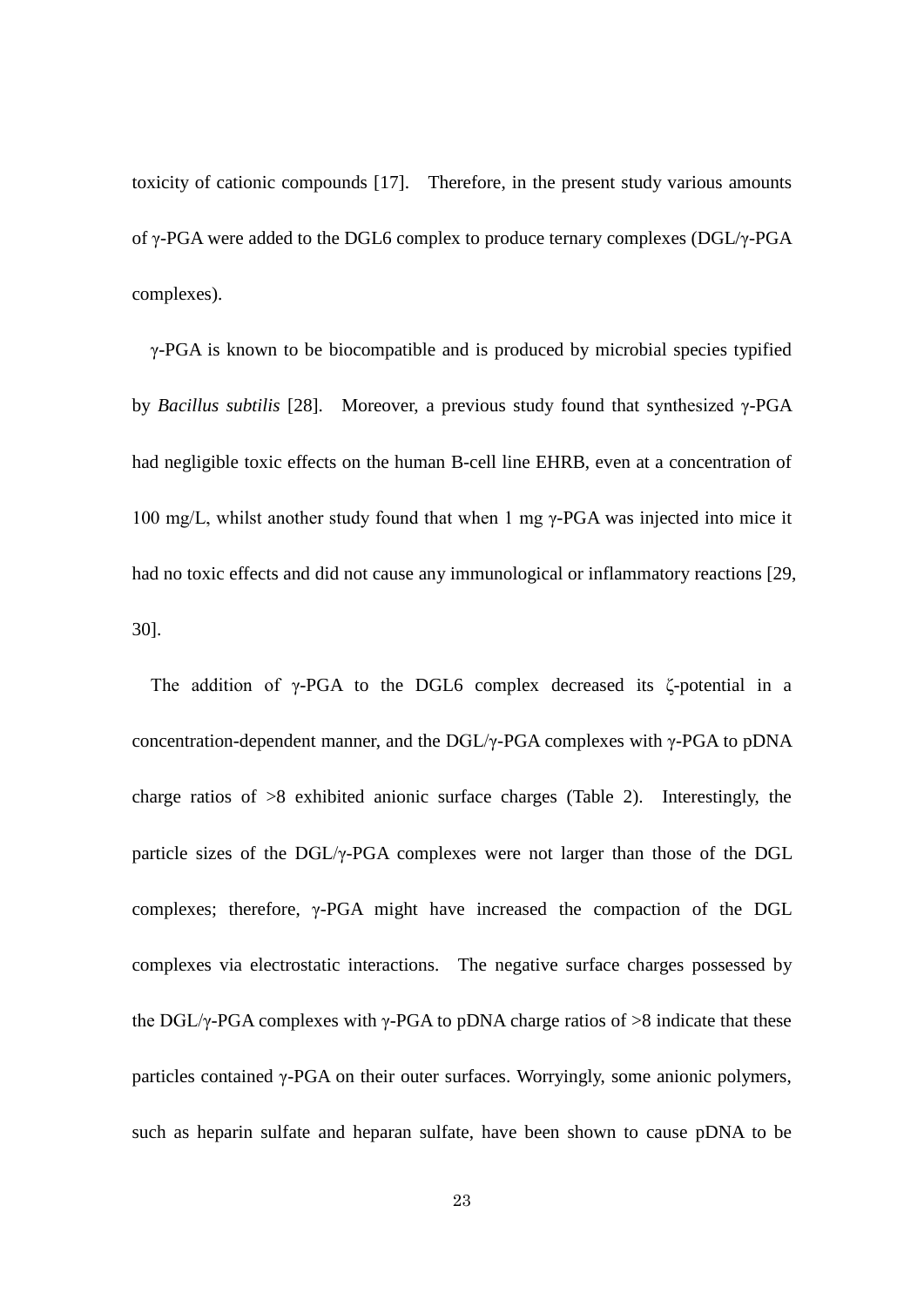toxicity of cationic compounds [17]. Therefore, in the present study various amounts of γ-PGA were added to the DGL6 complex to produce ternary complexes (DGL/γ-PGA complexes).

γ-PGA is known to be biocompatible and is produced by microbial species typified by *Bacillus subtilis* [28]. Moreover, a previous study found that synthesized γ-PGA had negligible toxic effects on the human B-cell line EHRB, even at a concentration of 100 mg/L, whilst another study found that when 1 mg γ-PGA was injected into mice it had no toxic effects and did not cause any immunological or inflammatory reactions [29, 30].

The addition of γ-PGA to the DGL6 complex decreased its ζ-potential in a concentration-dependent manner, and the DGL/γ-PGA complexes with γ-PGA to pDNA charge ratios of >8 exhibited anionic surface charges (Table 2). Interestingly, the particle sizes of the DGL/γ-PGA complexes were not larger than those of the DGL complexes; therefore, γ-PGA might have increased the compaction of the DGL complexes via electrostatic interactions. The negative surface charges possessed by the DGL/γ-PGA complexes with γ-PGA to pDNA charge ratios of >8 indicate that these particles contained γ-PGA on their outer surfaces. Worryingly, some anionic polymers, such as heparin sulfate and heparan sulfate, have been shown to cause pDNA to be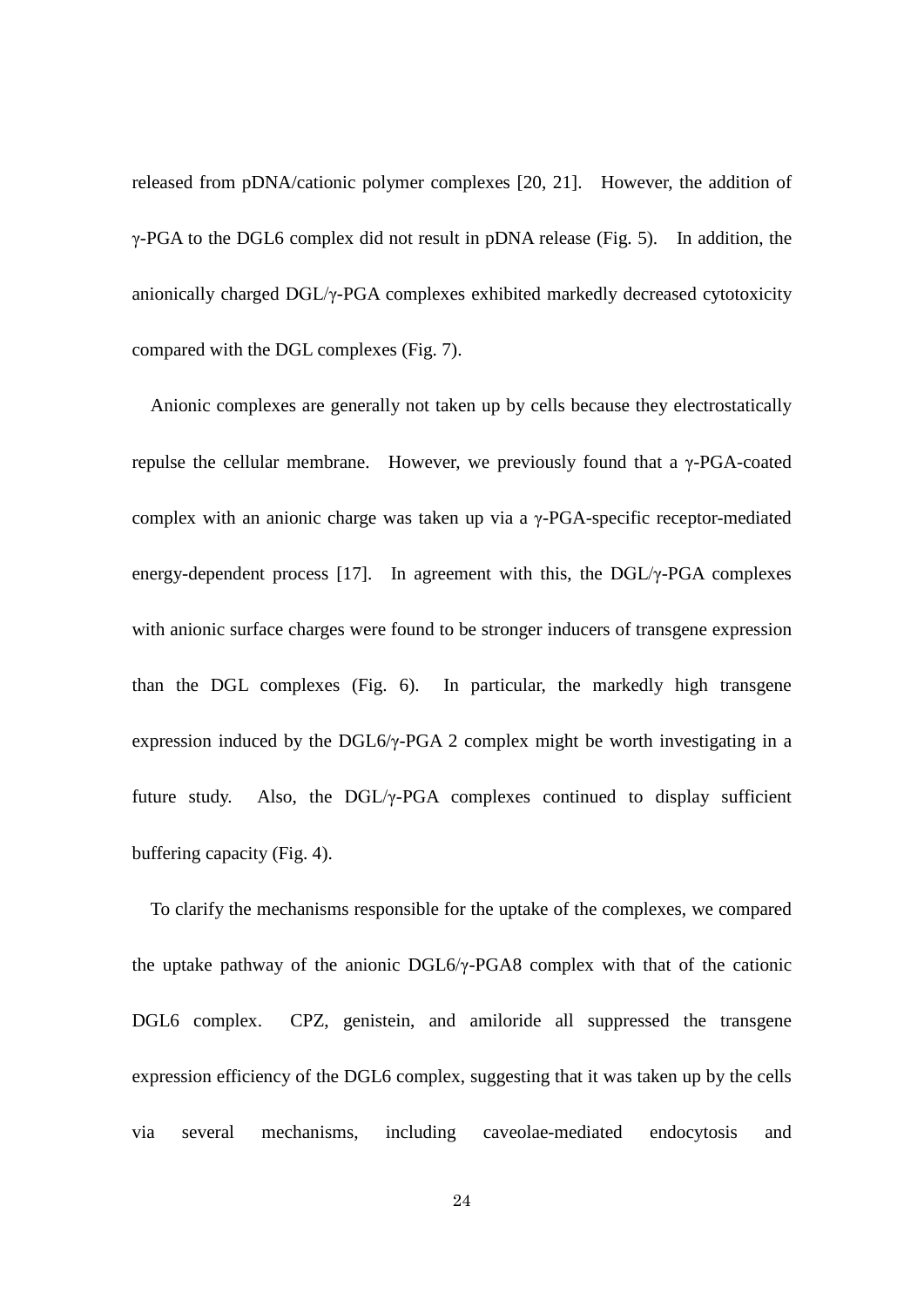released from pDNA/cationic polymer complexes [20, 21]. However, the addition of γ-PGA to the DGL6 complex did not result in pDNA release (Fig. 5). In addition, the anionically charged DGL/γ-PGA complexes exhibited markedly decreased cytotoxicity compared with the DGL complexes (Fig. 7).

Anionic complexes are generally not taken up by cells because they electrostatically repulse the cellular membrane. However, we previously found that a γ-PGA-coated complex with an anionic charge was taken up via a γ-PGA-specific receptor-mediated energy-dependent process [17]. In agreement with this, the DGL/γ-PGA complexes with anionic surface charges were found to be stronger inducers of transgene expression than the DGL complexes (Fig. 6). In particular, the markedly high transgene expression induced by the DGL6/γ-PGA 2 complex might be worth investigating in a future study. Also, the DGL/γ-PGA complexes continued to display sufficient buffering capacity (Fig. 4).

To clarify the mechanisms responsible for the uptake of the complexes, we compared the uptake pathway of the anionic DGL6/γ-PGA8 complex with that of the cationic DGL6 complex. CPZ, genistein, and amiloride all suppressed the transgene expression efficiency of the DGL6 complex, suggesting that it was taken up by the cells via several mechanisms, including caveolae-mediated endocytosis and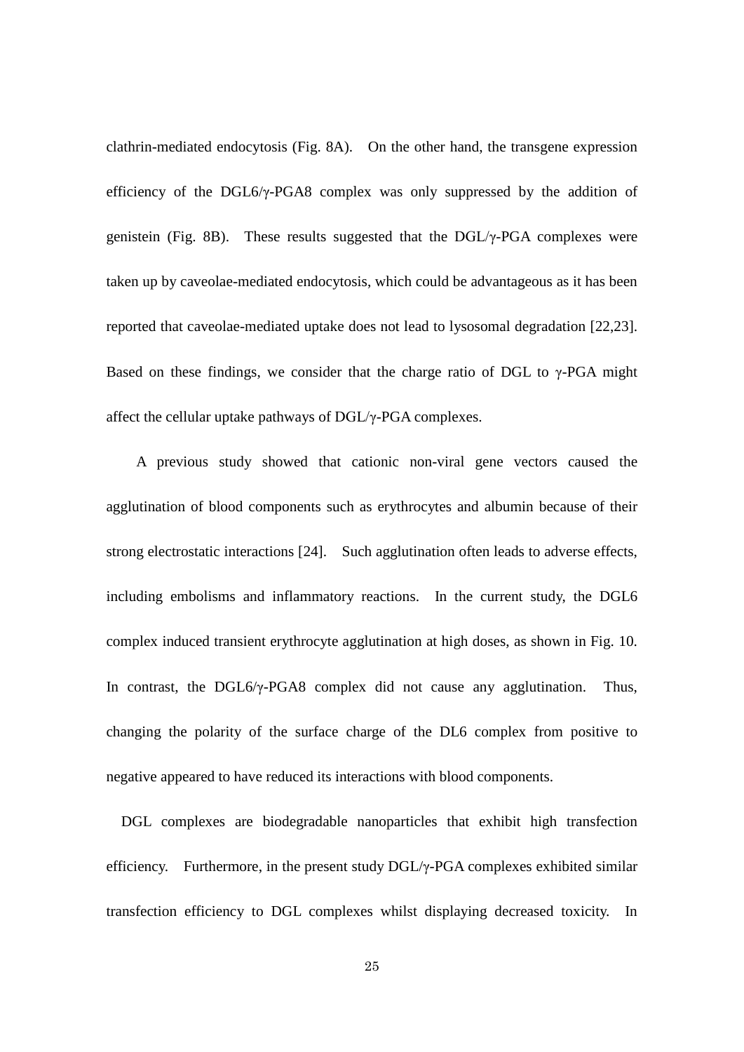clathrin-mediated endocytosis (Fig. 8A). On the other hand, the transgene expression efficiency of the DGL6/γ-PGA8 complex was only suppressed by the addition of genistein (Fig. 8B). These results suggested that the DGL/γ-PGA complexes were taken up by caveolae-mediated endocytosis, which could be advantageous as it has been reported that caveolae-mediated uptake does not lead to lysosomal degradation [22,23]. Based on these findings, we consider that the charge ratio of DGL to γ-PGA might affect the cellular uptake pathways of DGL/γ-PGA complexes.

A previous study showed that cationic non-viral gene vectors caused the agglutination of blood components such as erythrocytes and albumin because of their strong electrostatic interactions [24]. Such agglutination often leads to adverse effects, including embolisms and inflammatory reactions. In the current study, the DGL6 complex induced transient erythrocyte agglutination at high doses, as shown in Fig. 10. In contrast, the DGL6/γ-PGA8 complex did not cause any agglutination. Thus, changing the polarity of the surface charge of the DL6 complex from positive to negative appeared to have reduced its interactions with blood components.

DGL complexes are biodegradable nanoparticles that exhibit high transfection efficiency. Furthermore, in the present study DGL/γ-PGA complexes exhibited similar transfection efficiency to DGL complexes whilst displaying decreased toxicity. In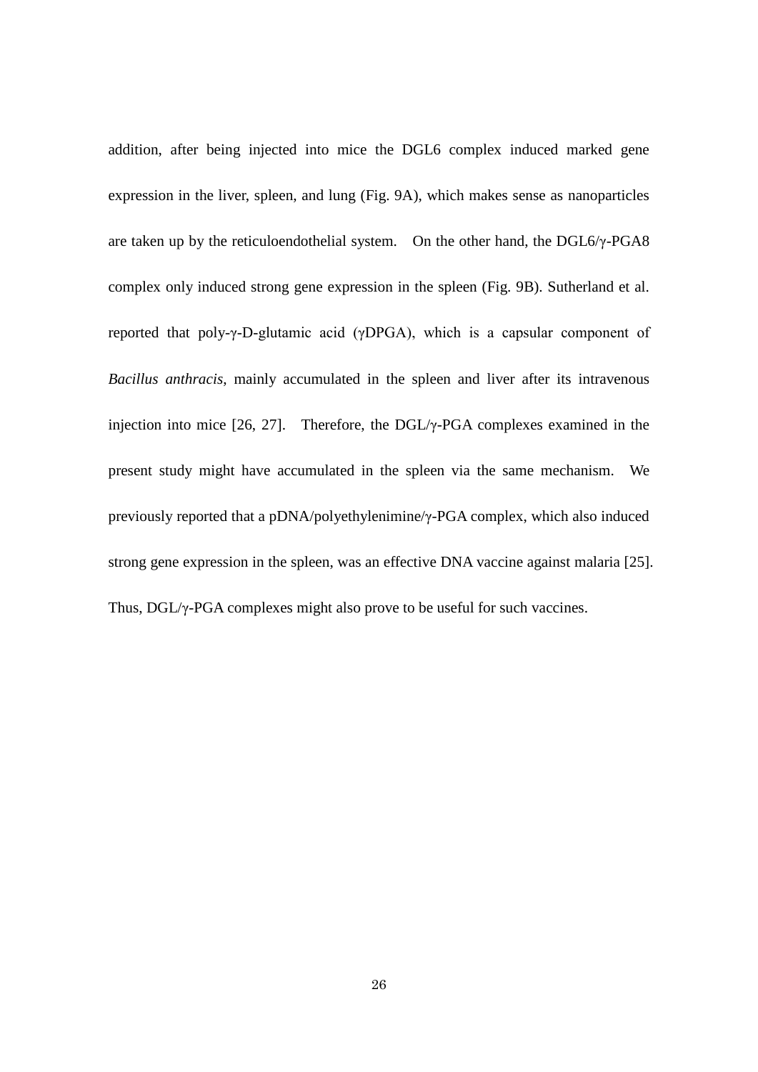addition, after being injected into mice the DGL6 complex induced marked gene expression in the liver, spleen, and lung (Fig. 9A), which makes sense as nanoparticles are taken up by the reticuloendothelial system. On the other hand, the DGL6/γ-PGA8 complex only induced strong gene expression in the spleen (Fig. 9B). Sutherland et al. reported that poly-γ-D-glutamic acid (γDPGA), which is a capsular component of *Bacillus anthracis*, mainly accumulated in the spleen and liver after its intravenous injection into mice [26, 27]. Therefore, the DGL/γ-PGA complexes examined in the present study might have accumulated in the spleen via the same mechanism. We previously reported that a pDNA/polyethylenimine/γ-PGA complex, which also induced strong gene expression in the spleen, was an effective DNA vaccine against malaria [25]. Thus, DGL/γ-PGA complexes might also prove to be useful for such vaccines.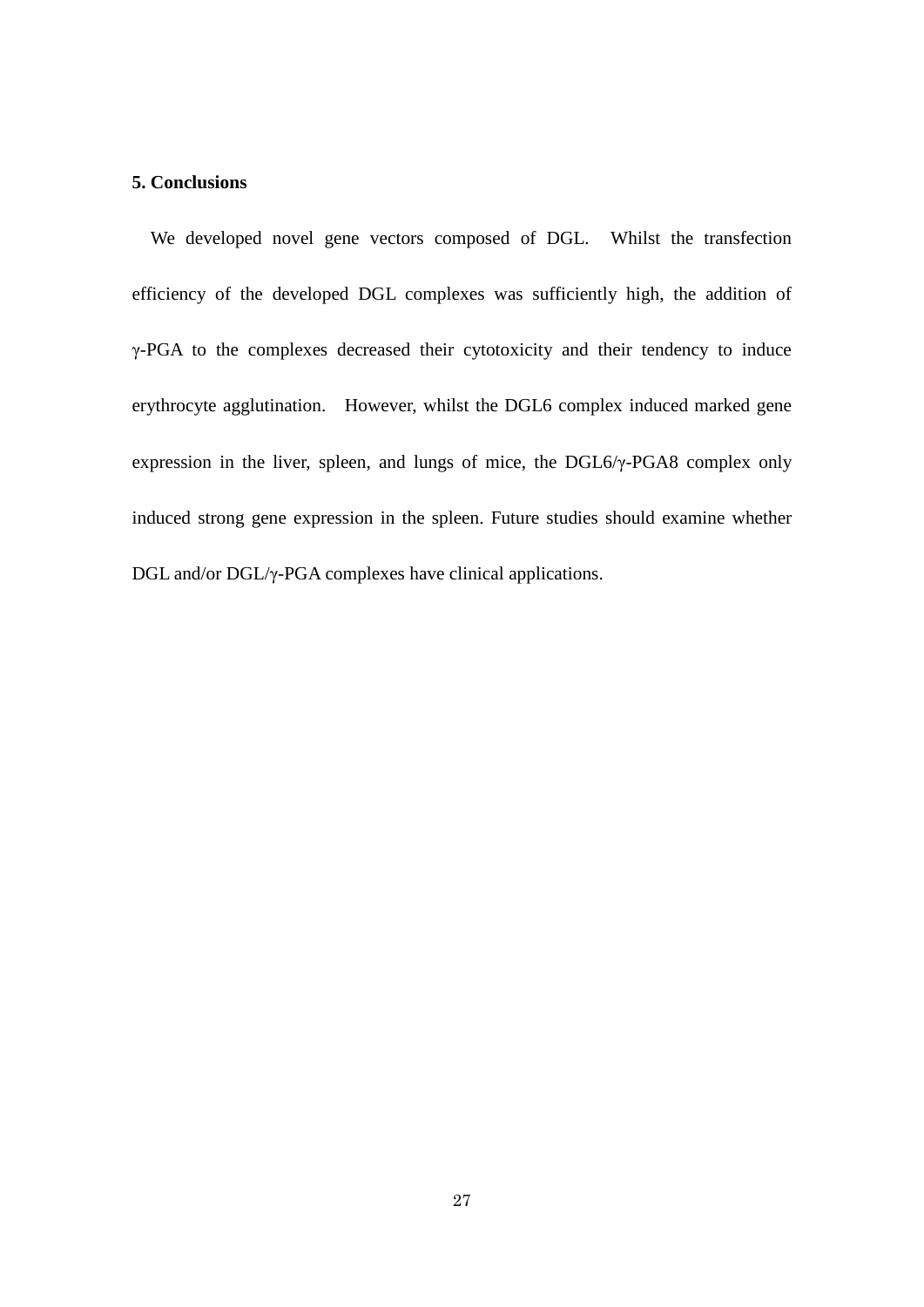## 5. Conclusions

We developed novel gene vectors composed of DGL. Whilst the transfection efficiency of the developed DGL complexes was sufficiently high, the addition of γ-PGA to the complexes decreased their cytotoxicity and their tendency to induce erythrocyte agglutination. However, whilst the DGL6 complex induced marked gene expression in the liver, spleen, and lungs of mice, the DGL6/γ-PGA8 complex only induced strong gene expression in the spleen. Future studies should examine whether DGL and/or DGL/γ-PGA complexes have clinical applications.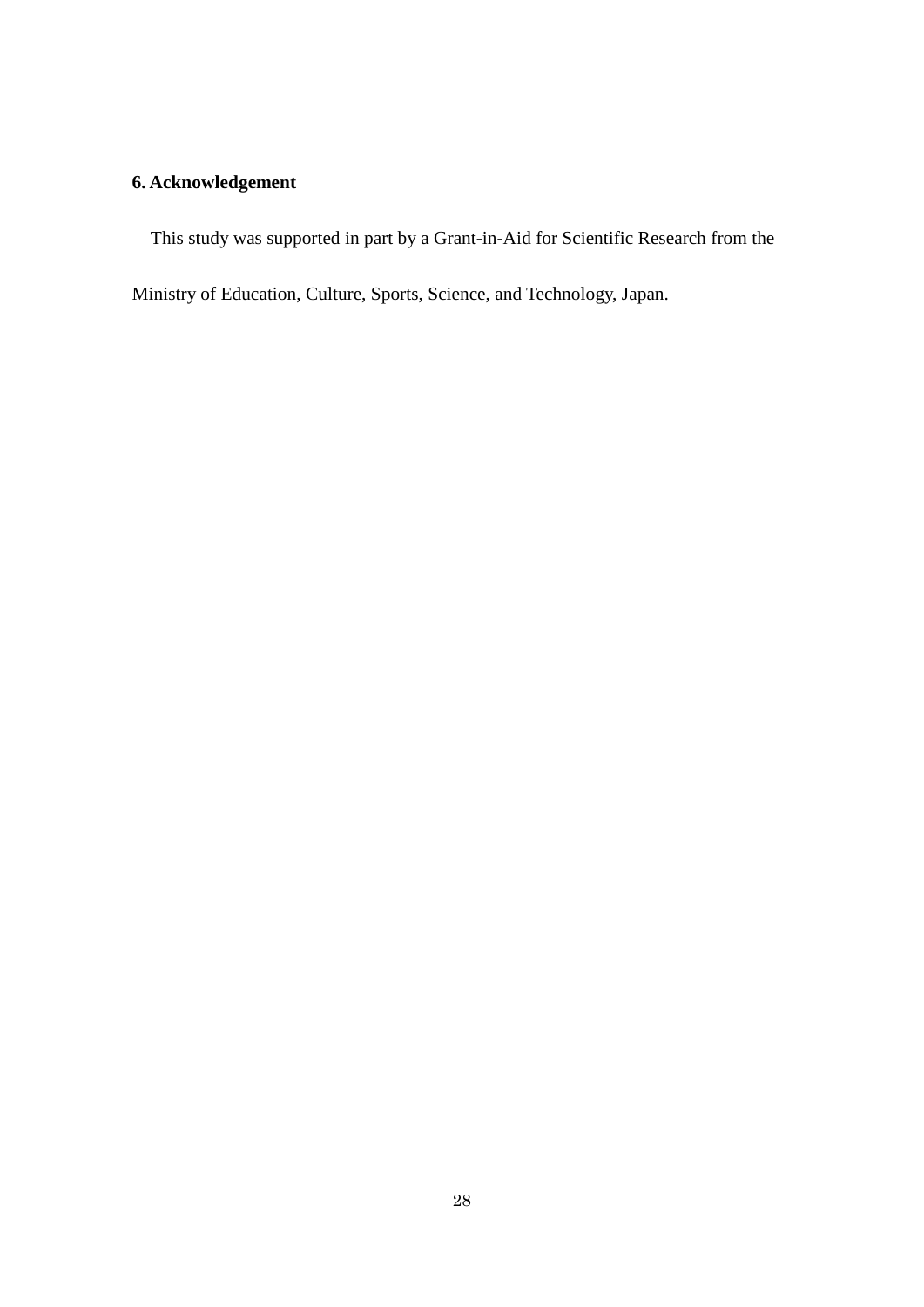## 6. Acknowledgement

This study was supported in part by a Grant-in-Aid for Scientific Research from the Ministry of Education, Culture, Sports, Science, and Technology, Japan.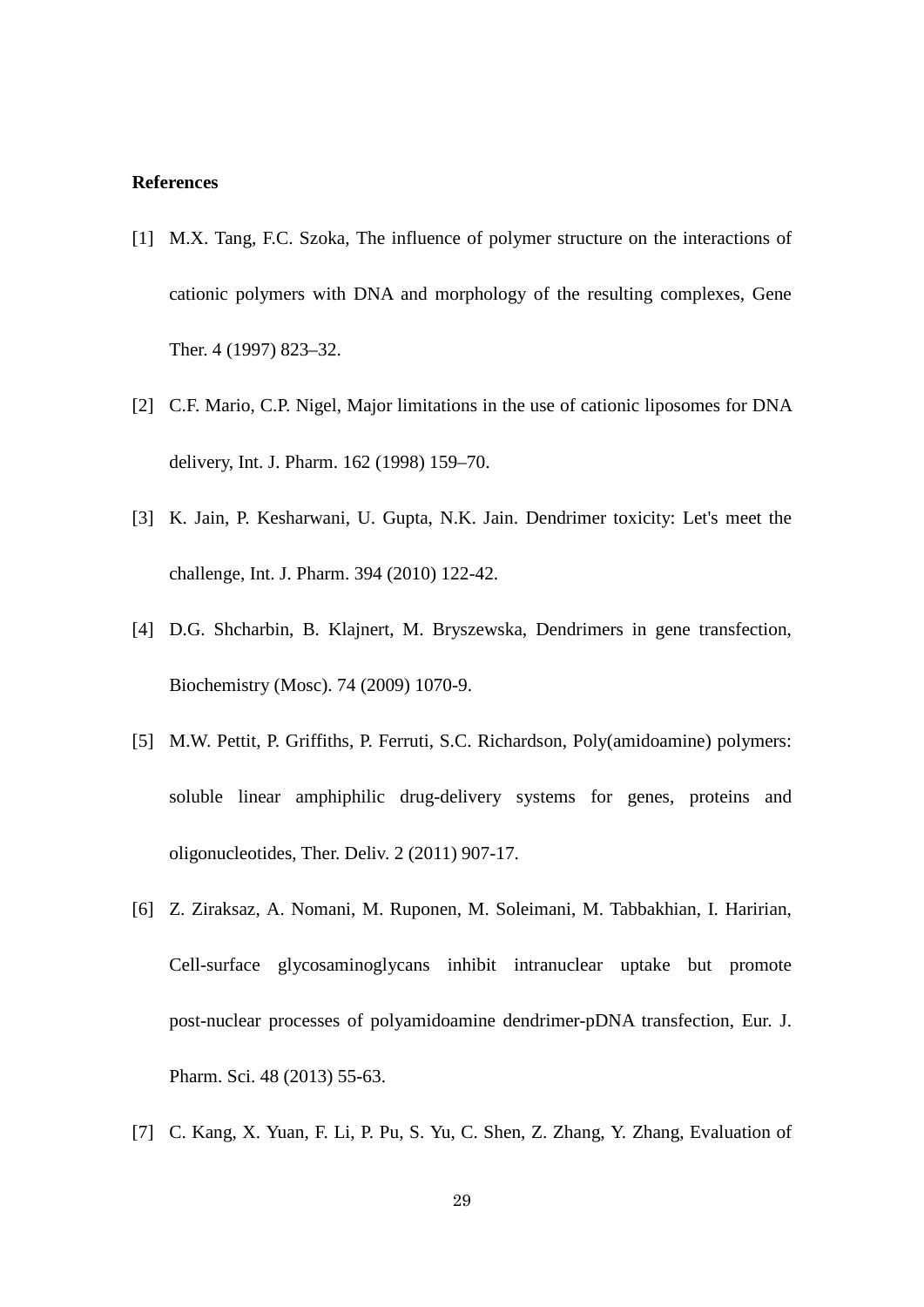**References**

[1] M.X. Tang, F.C. Szoka, The influence of polymer structure on the interactions of cationic polymers with DNA and morphology of the resulting complexes, Gene Ther. 4 (1997) 823–32.

[2] C.F. Mario, C.P. Nigel, Major limitations in the use of cationic liposomes for DNA delivery, Int. J. Pharm. 162 (1998) 159–70.

[3] K. Jain, P. Kesharwani, U. Gupta, N.K. Jain. Dendrimer toxicity: Let's meet the challenge, Int. J. Pharm. 394 (2010) 122-42.

[4] D.G. Shcharbin, B. Klajnert, M. Bryszewska, Dendrimers in gene transfection, Biochemistry (Mosc). 74 (2009) 1070-9.

[5] M.W. Pettit, P. Griffiths, P. Ferruti, S.C. Richardson, Poly(amidoamine) polymers: soluble linear amphiphilic drug-delivery systems for genes, proteins and oligonucleotides, Ther. Deliv. 2 (2011) 907-17.

[6] Z. Ziraksaz, A. Nomani, M. Ruponen, M. Soleimani, M. Tabbakhian, I. Haririan, Cell-surface glycosaminoglycans inhibit intranuclear uptake but promote post-nuclear processes of polyamidoamine dendrimer-pDNA transfection, Eur. J. Pharm. Sci. 48 (2013) 55-63.

[7] C. Kang, X. Yuan, F. Li, P. Pu, S. Yu, C. Shen, Z. Zhang, Y. Zhang, Evaluation of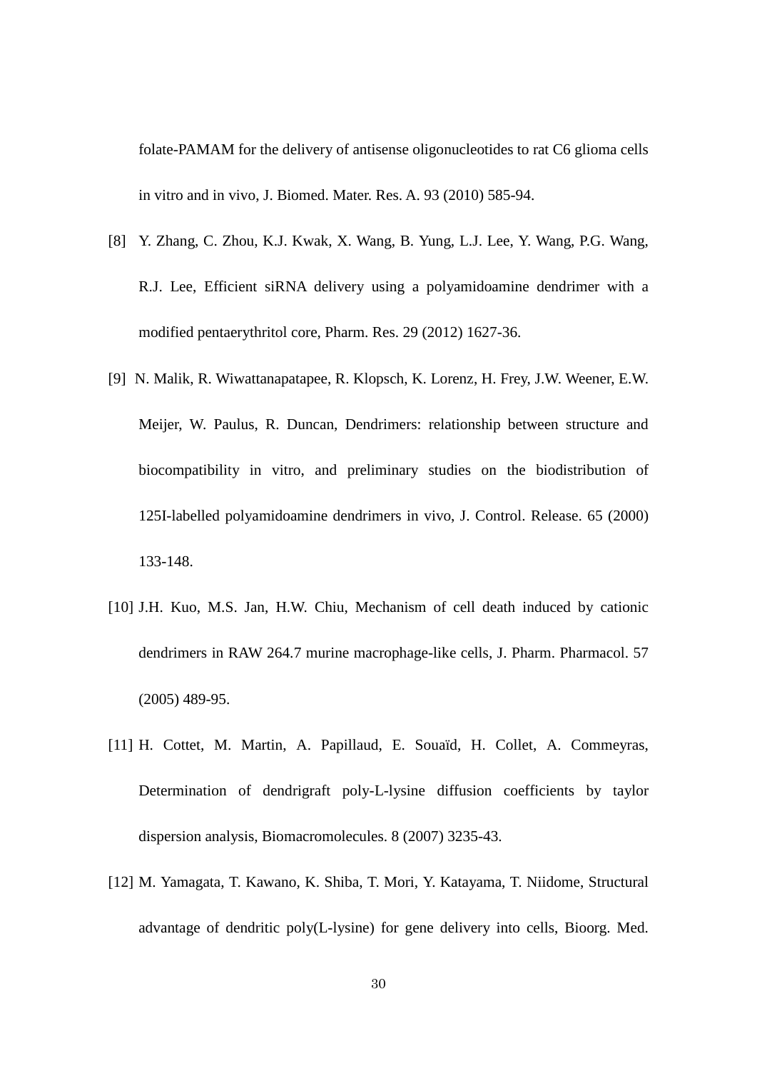folate-PAMAM for the delivery of antisense oligonucleotides to rat C6 glioma cells in vitro and in vivo, J. Biomed. Mater. Res. A. 93 (2010) 585-94.

[8] Y. Zhang, C. Zhou, K.J. Kwak, X. Wang, B. Yung, L.J. Lee, Y. Wang, P.G. Wang, R.J. Lee, Efficient siRNA delivery using a polyamidoamine dendrimer with a modified pentaerythritol core, Pharm. Res. 29 (2012) 1627-36.

[9] N. Malik, R. Wiwattanapatapee, R. Klopsch, K. Lorenz, H. Frey, J.W. Weener, E.W. Meijer, W. Paulus, R. Duncan, Dendrimers: relationship between structure and biocompatibility in vitro, and preliminary studies on the biodistribution of 125I-labelled polyamidoamine dendrimers in vivo, J. Control. Release. 65 (2000) 133-148.

[10] J.H. Kuo, M.S. Jan, H.W. Chiu, Mechanism of cell death induced by cationic dendrimers in RAW 264.7 murine macrophage-like cells, J. Pharm. Pharmacol. 57 (2005) 489-95.

[11] H. Cottet, M. Martin, A. Papillaud, E. Souaïd, H. Collet, A. Commeyras, Determination of dendrigraft poly-L-lysine diffusion coefficients by taylor dispersion analysis, Biomacromolecules. 8 (2007) 3235-43.

[12] M. Yamagata, T. Kawano, K. Shiba, T. Mori, Y. Katayama, T. Niidome, Structural advantage of dendritic poly(L-lysine) for gene delivery into cells, Bioorg. Med.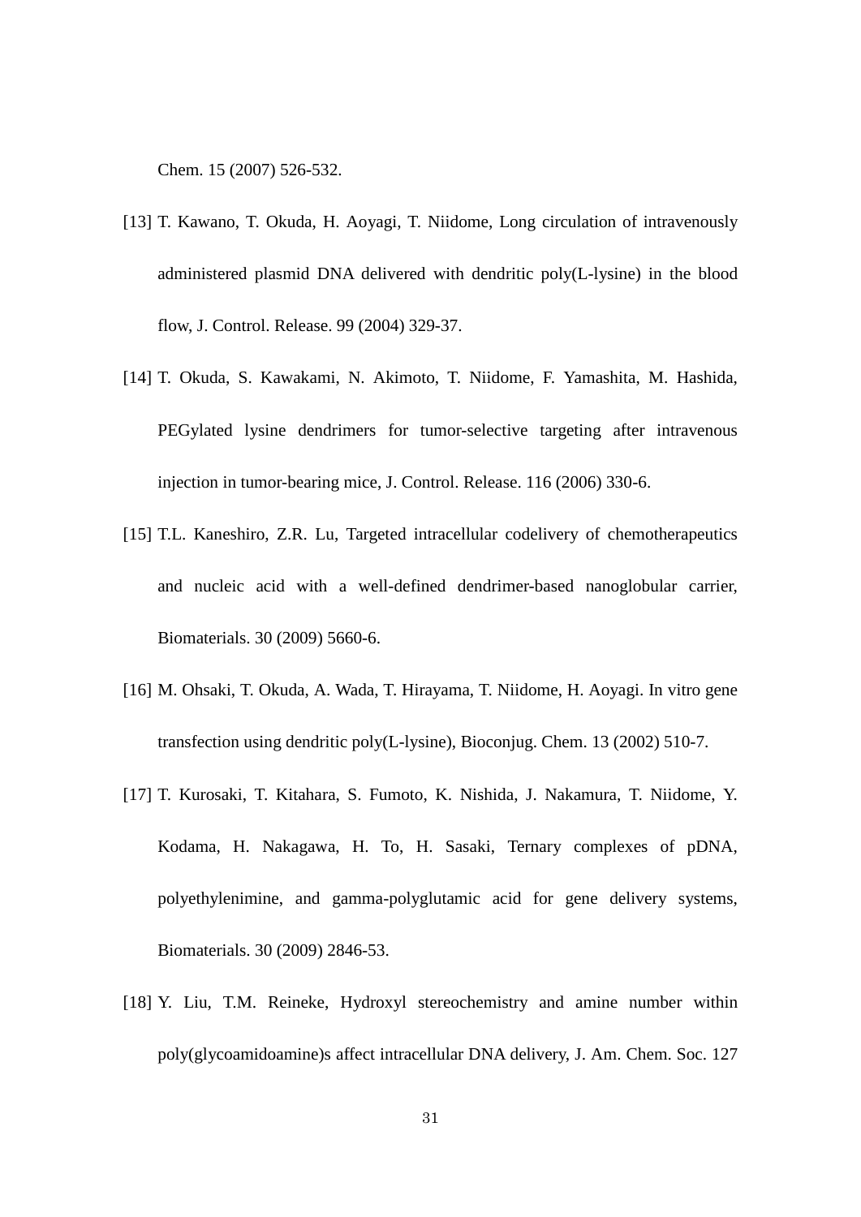Chem. 15 (2007) 526-532.

[13] T. Kawano, T. Okuda, H. Aoyagi, T. Niidome, Long circulation of intravenously administered plasmid DNA delivered with dendritic poly(L-lysine) in the blood flow, J. Control. Release. 99 (2004) 329-37.

[14] T. Okuda, S. Kawakami, N. Akimoto, T. Niidome, F. Yamashita, M. Hashida, PEGylated lysine dendrimers for tumor-selective targeting after intravenous injection in tumor-bearing mice, J. Control. Release. 116 (2006) 330-6.

[15] T.L. Kaneshiro, Z.R. Lu, Targeted intracellular codelivery of chemotherapeutics and nucleic acid with a well-defined dendrimer-based nanoglobular carrier, Biomaterials. 30 (2009) 5660-6.

[16] M. Ohsaki, T. Okuda, A. Wada, T. Hirayama, T. Niidome, H. Aoyagi. In vitro gene transfection using dendritic poly(L-lysine), Bioconjug. Chem. 13 (2002) 510-7.

[17] T. Kurosaki, T. Kitahara, S. Fumoto, K. Nishida, J. Nakamura, T. Niidome, Y. Kodama, H. Nakagawa, H. To, H. Sasaki, Ternary complexes of pDNA, polyethylenimine, and gamma-polyglutamic acid for gene delivery systems, Biomaterials. 30 (2009) 2846-53.

[18] Y. Liu, T.M. Reineke, Hydroxyl stereochemistry and amine number within poly(glycoamidoamine)s affect intracellular DNA delivery, J. Am. Chem. Soc. 127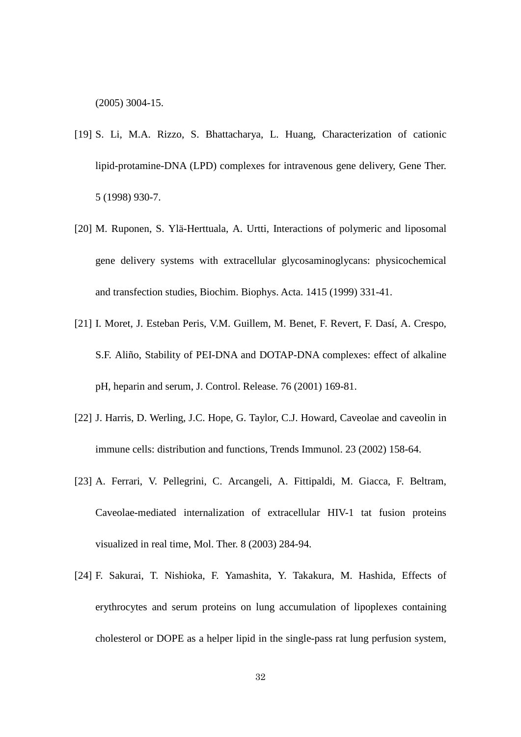(2005) 3004-15.

[19] S. Li, M.A. Rizzo, S. Bhattacharya, L. Huang, Characterization of cationic lipid-protamine-DNA (LPD) complexes for intravenous gene delivery, Gene Ther. 5 (1998) 930-7.

[20] M. Ruponen, S. Ylä-Herttuala, A. Urtti, Interactions of polymeric and liposomal gene delivery systems with extracellular glycosaminoglycans: physicochemical and transfection studies, Biochim. Biophys. Acta. 1415 (1999) 331-41.

[21] I. Moret, J. Esteban Peris, V.M. Guillem, M. Benet, F. Revert, F. Dasí, A. Crespo, S.F. Aliño, Stability of PEI-DNA and DOTAP-DNA complexes: effect of alkaline pH, heparin and serum, J. Control. Release. 76 (2001) 169-81.

[22] J. Harris, D. Werling, J.C. Hope, G. Taylor, C.J. Howard, Caveolae and caveolin in immune cells: distribution and functions, Trends Immunol. 23 (2002) 158-64.

[23] A. Ferrari, V. Pellegrini, C. Arcangeli, A. Fittipaldi, M. Giacca, F. Beltram, Caveolae-mediated internalization of extracellular HIV-1 tat fusion proteins visualized in real time, Mol. Ther. 8 (2003) 284-94.

[24] F. Sakurai, T. Nishioka, F. Yamashita, Y. Takakura, M. Hashida, Effects of erythrocytes and serum proteins on lung accumulation of lipoplexes containing cholesterol or DOPE as a helper lipid in the single-pass rat lung perfusion system,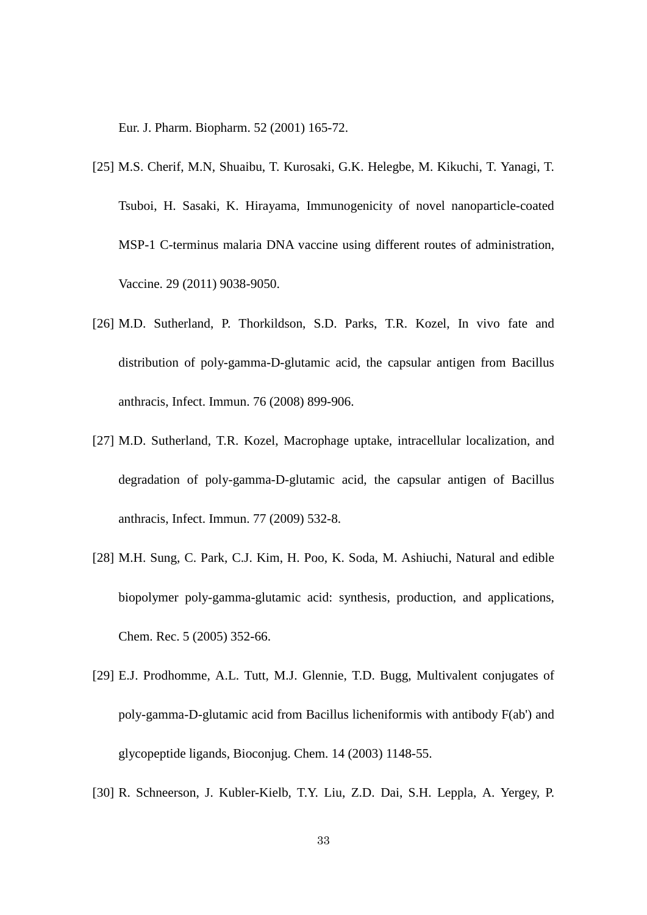Eur. J. Pharm. Biopharm. 52 (2001) 165-72.

[25] M.S. Cherif, M.N, Shuaibu, T. Kurosaki, G.K. Helegbe, M. Kikuchi, T. Yanagi, T. Tsuboi, H. Sasaki, K. Hirayama, Immunogenicity of novel nanoparticle-coated MSP-1 C-terminus malaria DNA vaccine using different routes of administration, Vaccine. 29 (2011) 9038-9050.

[26] M.D. Sutherland, P. Thorkildson, S.D. Parks, T.R. Kozel, In vivo fate and distribution of poly-gamma-D-glutamic acid, the capsular antigen from Bacillus anthracis, Infect. Immun. 76 (2008) 899-906.

[27] M.D. Sutherland, T.R. Kozel, Macrophage uptake, intracellular localization, and degradation of poly-gamma-D-glutamic acid, the capsular antigen of Bacillus anthracis, Infect. Immun. 77 (2009) 532-8.

[28] M.H. Sung, C. Park, C.J. Kim, H. Poo, K. Soda, M. Ashiuchi, Natural and edible biopolymer poly-gamma-glutamic acid: synthesis, production, and applications, Chem. Rec. 5 (2005) 352-66.

[29] E.J. Prodhomme, A.L. Tutt, M.J. Glennie, T.D. Bugg, Multivalent conjugates of poly-gamma-D-glutamic acid from Bacillus licheniformis with antibody F(ab') and glycopeptide ligands, Bioconjug. Chem. 14 (2003) 1148-55.

[30] R. Schneerson, J. Kubler-Kielb, T.Y. Liu, Z.D. Dai, S.H. Leppla, A. Yergey, P.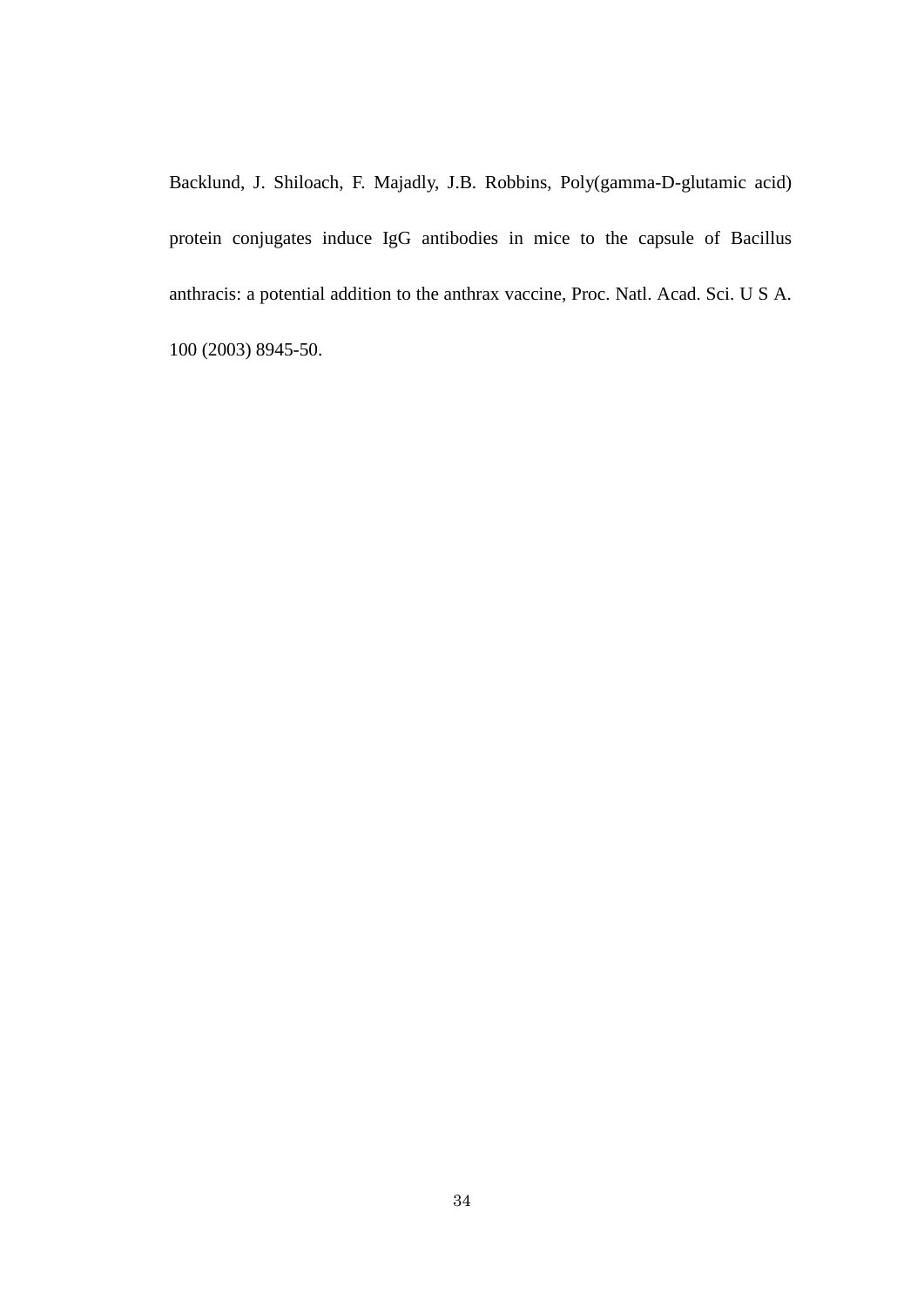Backlund, J. Shiloach, F. Majadly, J.B. Robbins, Poly(gamma-D-glutamic acid) protein conjugates induce IgG antibodies in mice to the capsule of Bacillus anthracis: a potential addition to the anthrax vaccine, Proc. Natl. Acad. Sci. U S A. 100 (2003) 8945-50.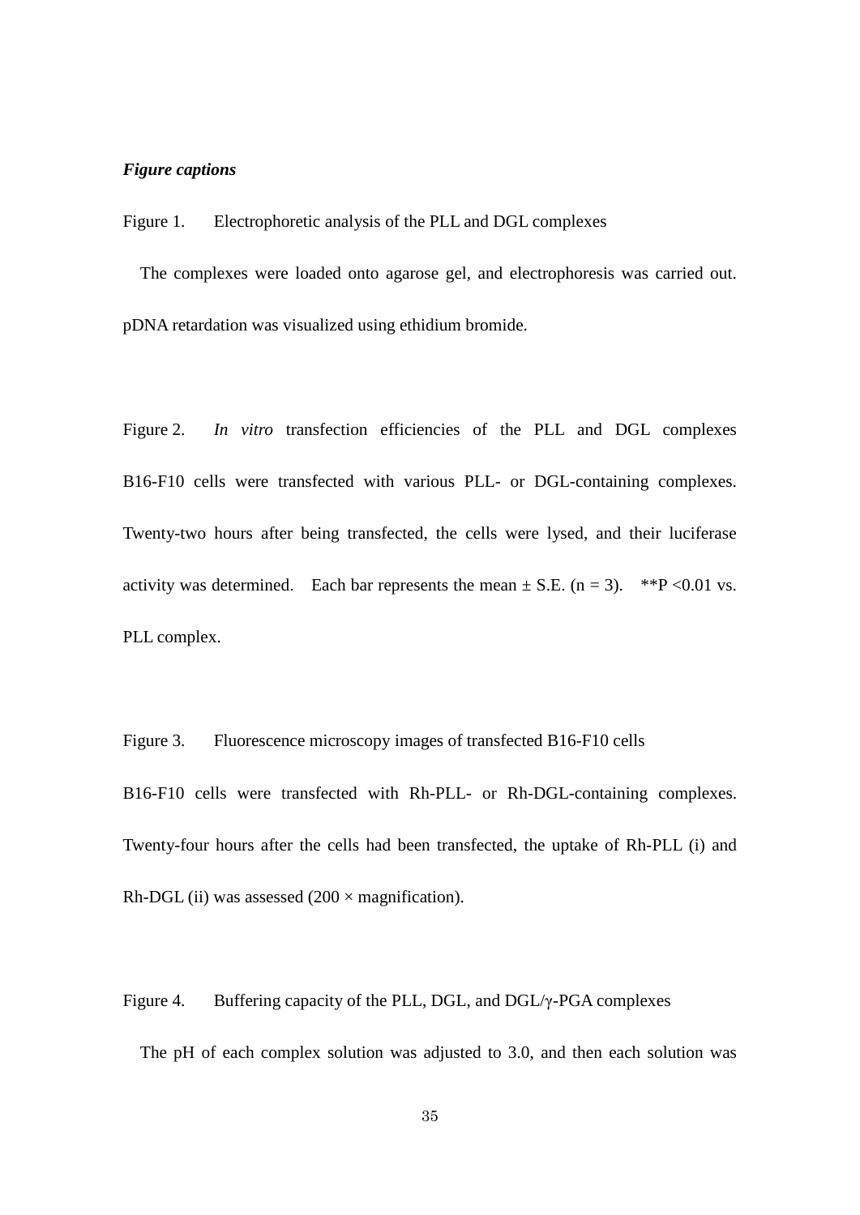***Figure captions***

Figure 1. Electrophoretic analysis of the PLL and DGL complexes

The complexes were loaded onto agarose gel, and electrophoresis was carried out. pDNA retardation was visualized using ethidium bromide.

Figure 2. *In vitro* transfection efficiencies of the PLL and DGL complexes B16-F10 cells were transfected with various PLL- or DGL-containing complexes. Twenty-two hours after being transfected, the cells were lysed, and their luciferase activity was determined. Each bar represents the mean ± S.E. ($n = 3$). **$P < 0.01$ vs. PLL complex.

Figure 3. Fluorescence microscopy images of transfected B16-F10 cells

B16-F10 cells were transfected with Rh-PLL- or Rh-DGL-containing complexes. Twenty-four hours after the cells had been transfected, the uptake of Rh-PLL (i) and Rh-DGL (ii) was assessed (200 × magnification).

Figure 4. Buffering capacity of the PLL, DGL, and DGL/γ-PGA complexes

The pH of each complex solution was adjusted to 3.0, and then each solution was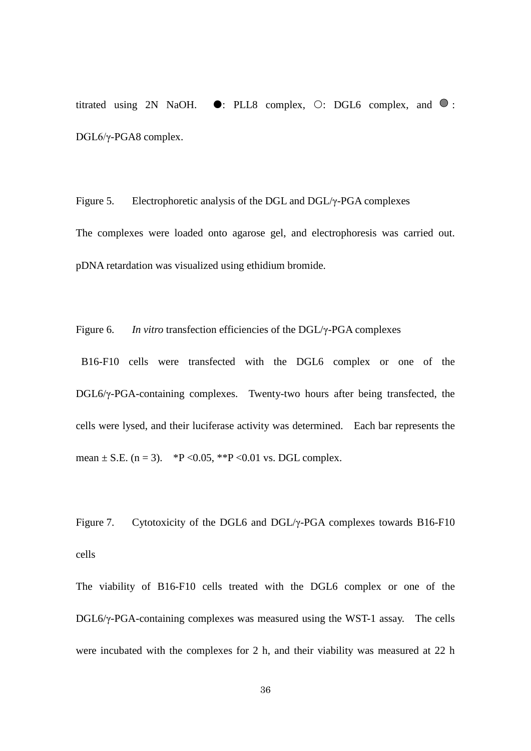titrated using 2N NaOH. ●: PLL8 complex, ○: DGL6 complex, and ◉: DGL6/γ-PGA8 complex.

Figure 5. Electrophoretic analysis of the DGL and DGL/γ-PGA complexes

The complexes were loaded onto agarose gel, and electrophoresis was carried out. pDNA retardation was visualized using ethidium bromide.

Figure 6. *In vitro* transfection efficiencies of the DGL/γ-PGA complexes

B16-F10 cells were transfected with the DGL6 complex or one of the DGL6/γ-PGA-containing complexes. Twenty-two hours after being transfected, the cells were lysed, and their luciferase activity was determined. Each bar represents the mean ± S.E. (n = 3). *P <0.05, **P <0.01 vs. DGL complex.

Figure 7. Cytotoxicity of the DGL6 and DGL/γ-PGA complexes towards B16-F10 cells

The viability of B16-F10 cells treated with the DGL6 complex or one of the DGL6/γ-PGA-containing complexes was measured using the WST-1 assay. The cells were incubated with the complexes for 2 h, and their viability was measured at 22 h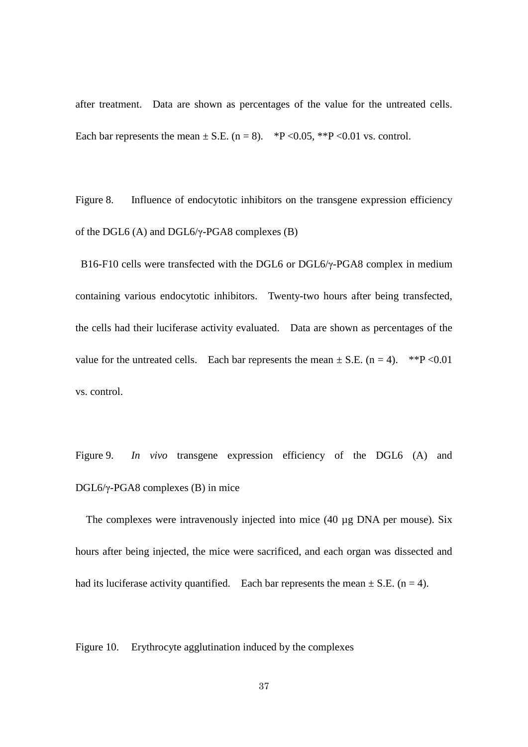after treatment. Data are shown as percentages of the value for the untreated cells. Each bar represents the mean ± S.E. (n = 8). *P <0.05, **P <0.01 vs. control.

Figure 8. Influence of endocytotic inhibitors on the transgene expression efficiency of the DGL6 (A) and DGL6/γ-PGA8 complexes (B)

B16-F10 cells were transfected with the DGL6 or DGL6/γ-PGA8 complex in medium containing various endocytotic inhibitors. Twenty-two hours after being transfected, the cells had their luciferase activity evaluated. Data are shown as percentages of the value for the untreated cells. Each bar represents the mean ± S.E. (n = 4). **P <0.01 vs. control.

Figure 9. *In vivo* transgene expression efficiency of the DGL6 (A) and DGL6/γ-PGA8 complexes (B) in mice

The complexes were intravenously injected into mice (40 μg DNA per mouse). Six hours after being injected, the mice were sacrificed, and each organ was dissected and had its luciferase activity quantified. Each bar represents the mean ± S.E. (n = 4).

Figure 10. Erythrocyte agglutination induced by the complexes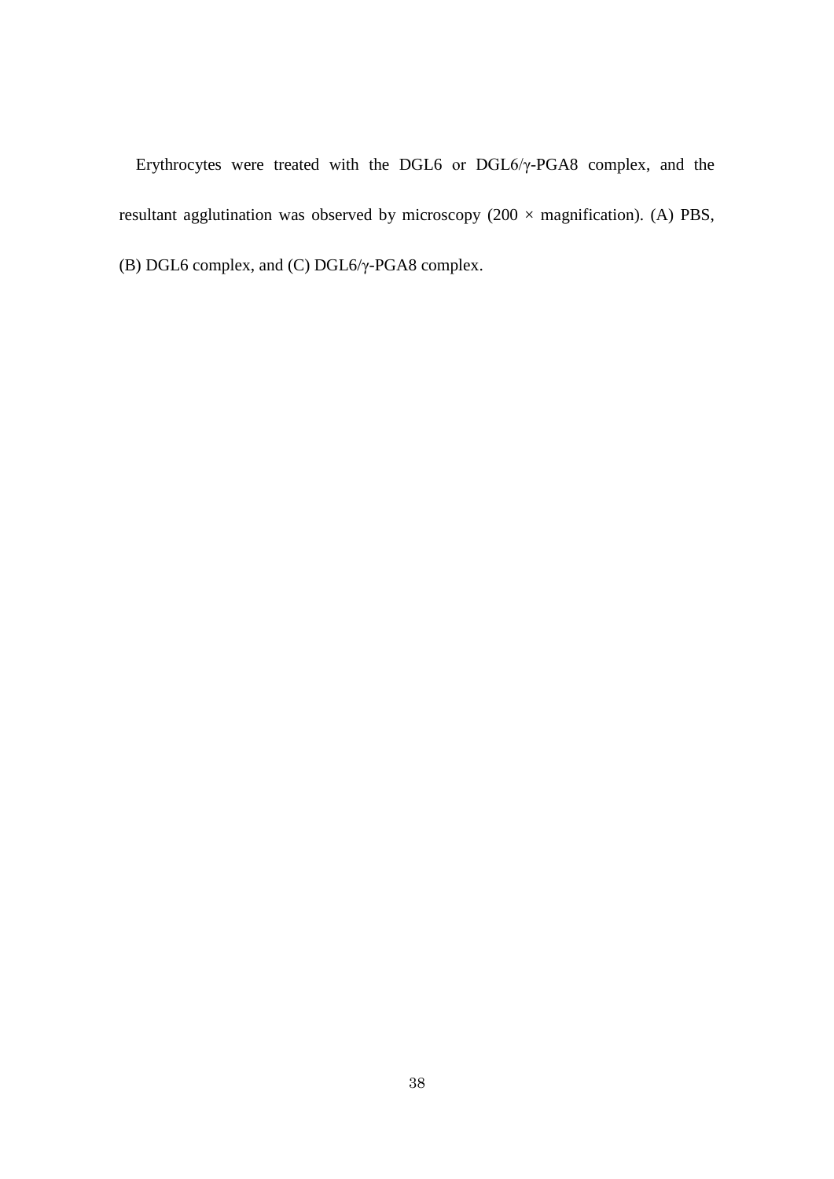Erythrocytes were treated with the DGL6 or DGL6/γ-PGA8 complex, and the resultant agglutination was observed by microscopy (200 × magnification). (A) PBS, (B) DGL6 complex, and (C) DGL6/γ-PGA8 complex.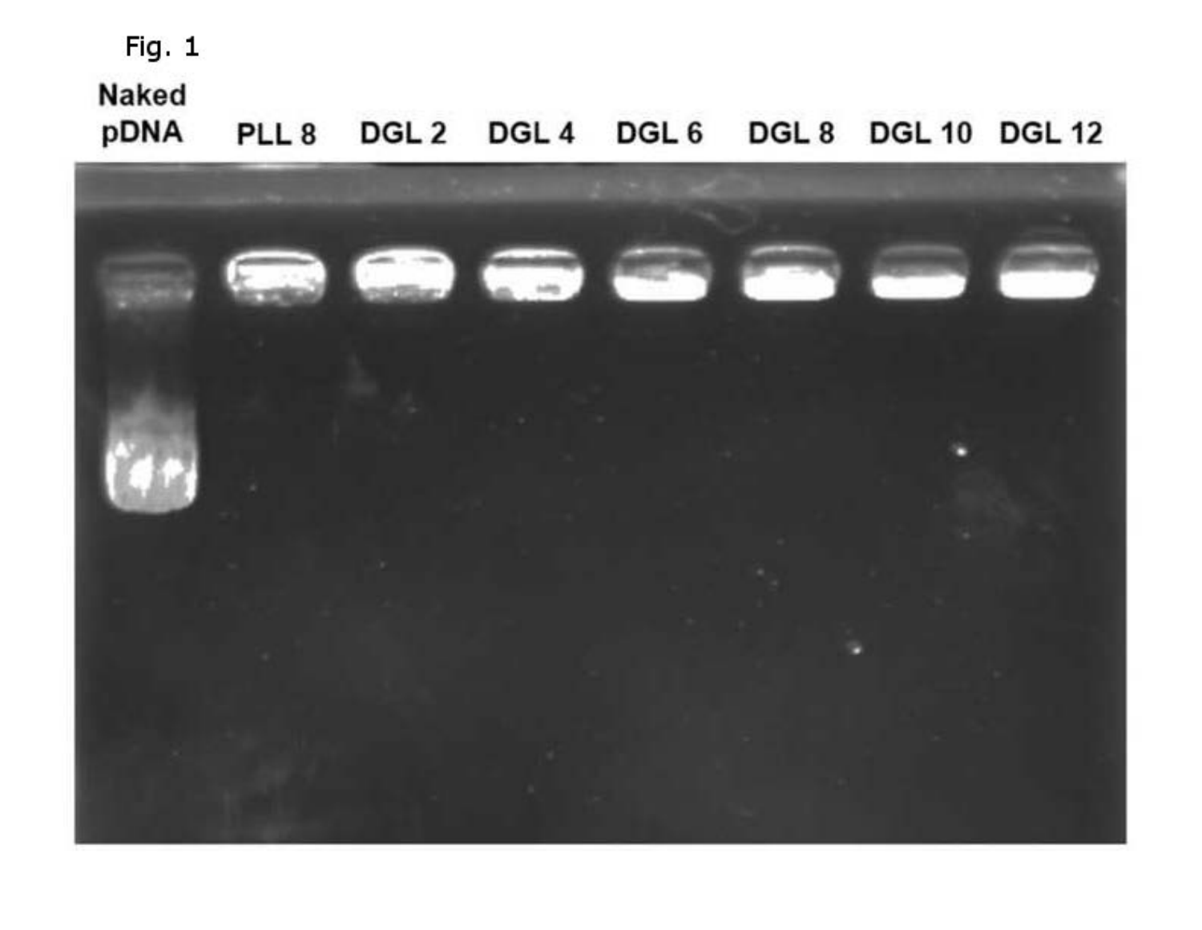Fig. 1

Naked pDNA PLL 8 DGL 2 DGL 4 DGL 6 DGL 8 DGL 10 DGL 12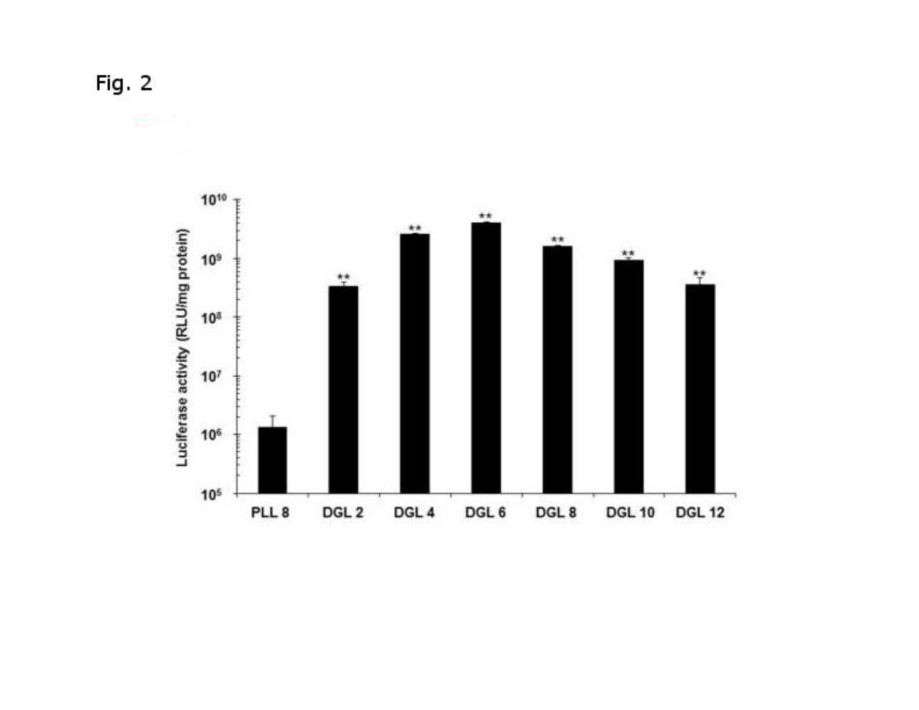Fig. 2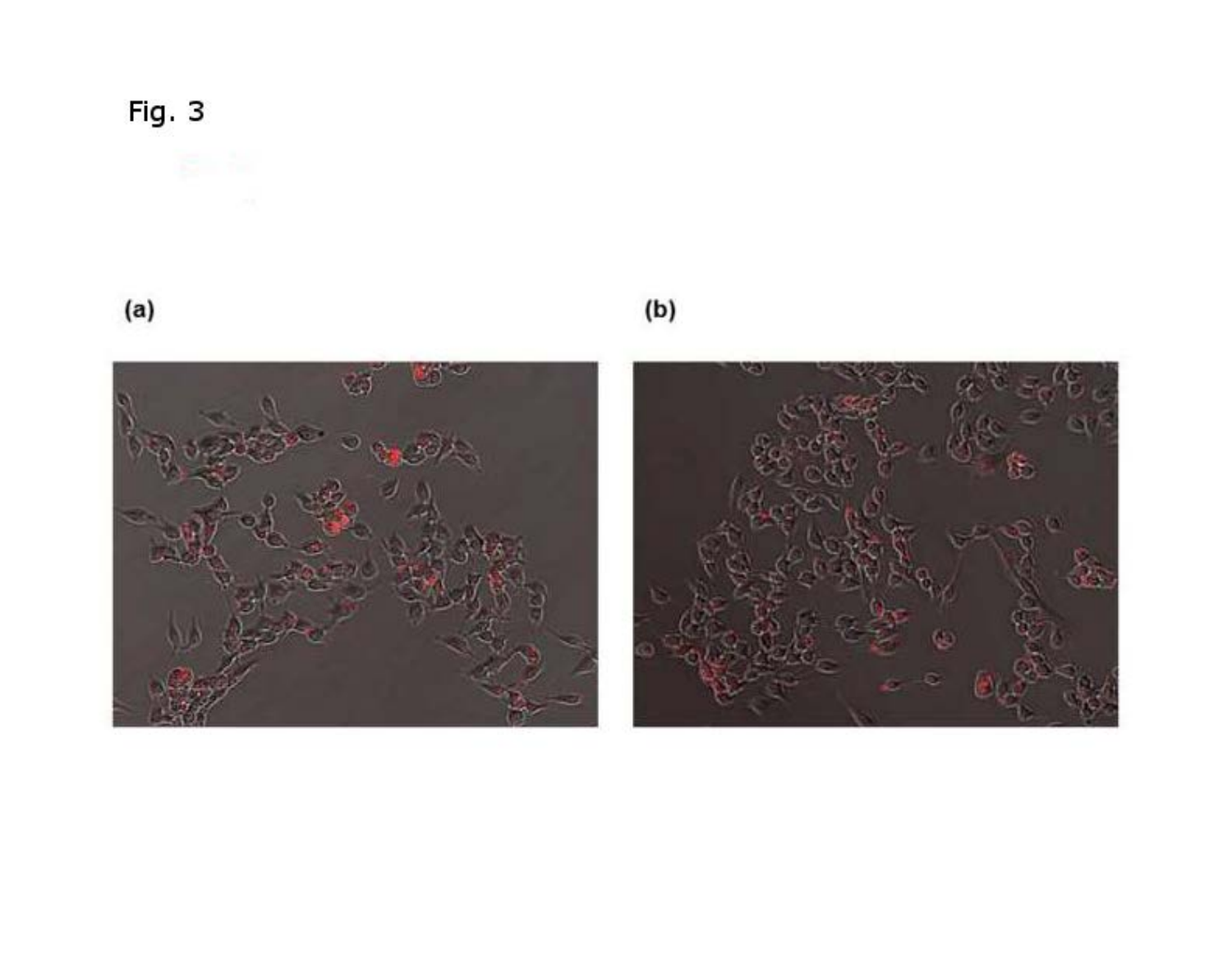Fig. 3

(a)

(b)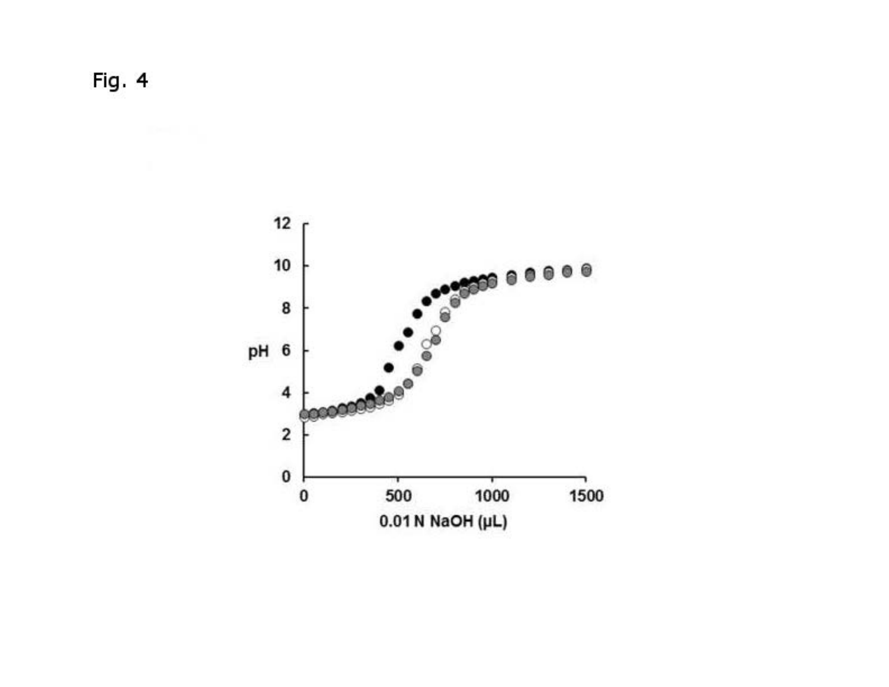Fig. 4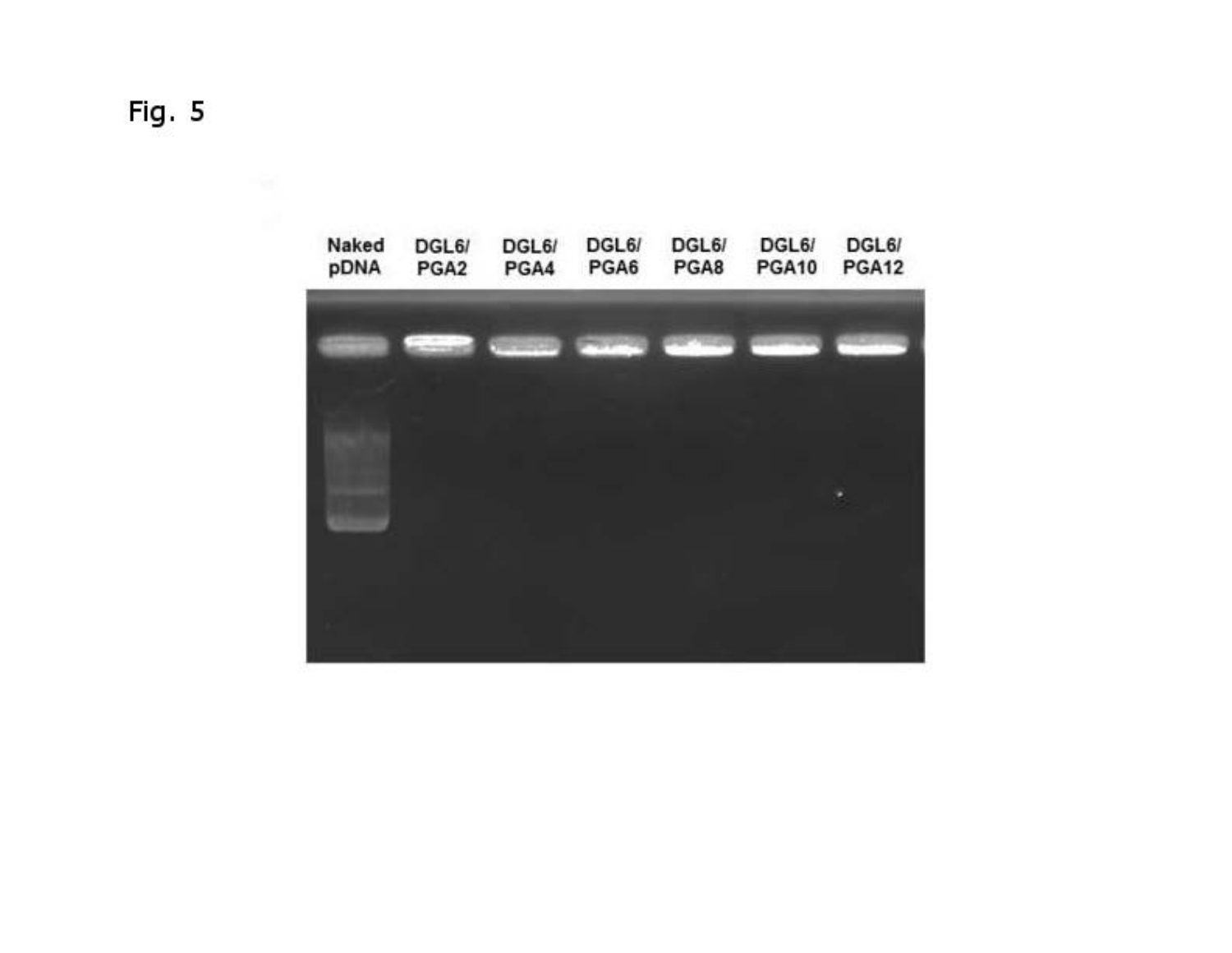Fig. 5

Naked pDNA | DGL6/PGA2 | DGL6/PGA4 | DGL6/PGA6 | DGL6/PGA8 | DGL6/PGA10 | DGL6/PGA12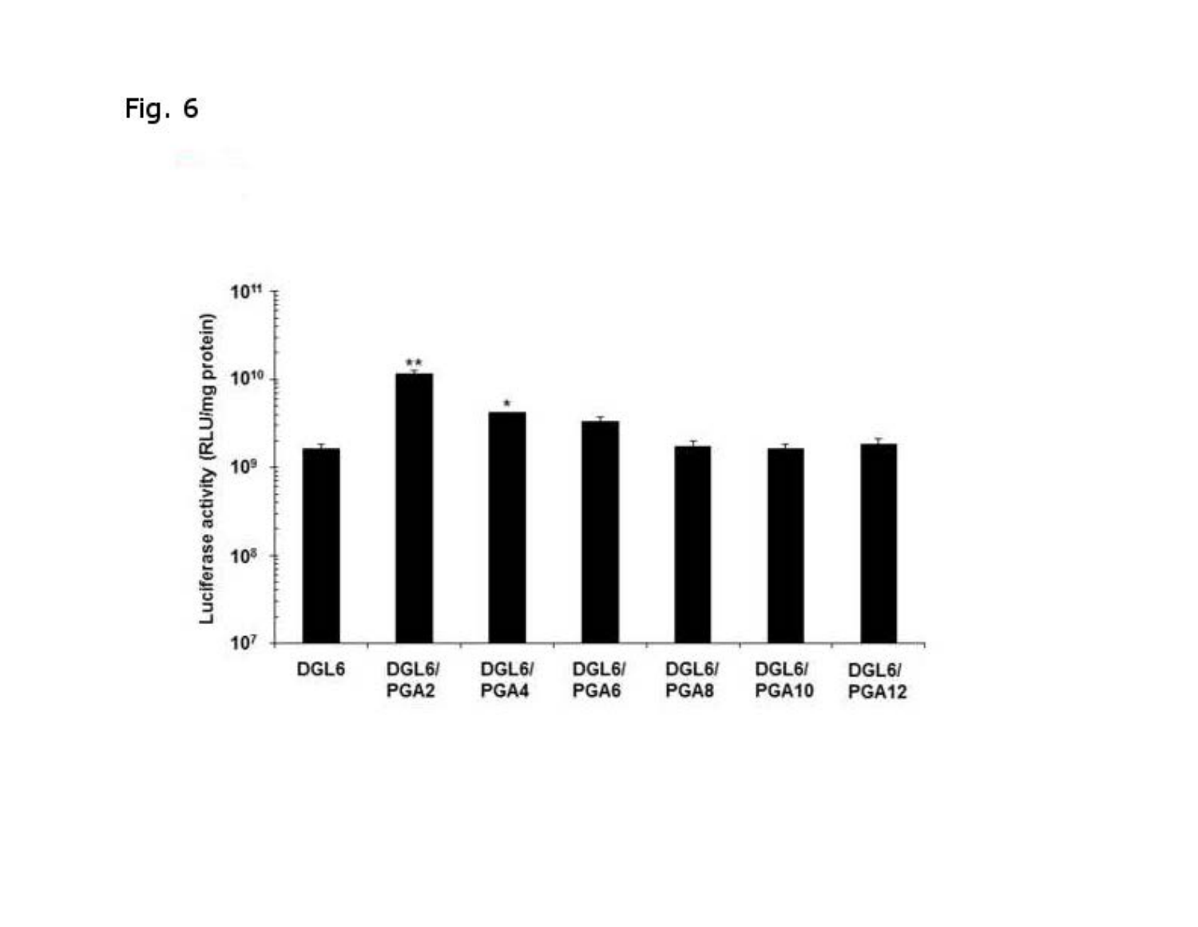Fig. 6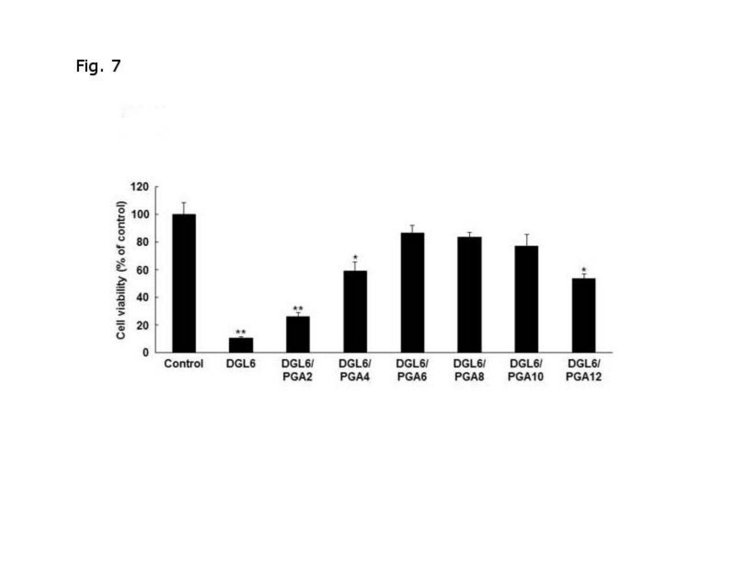Fig. 7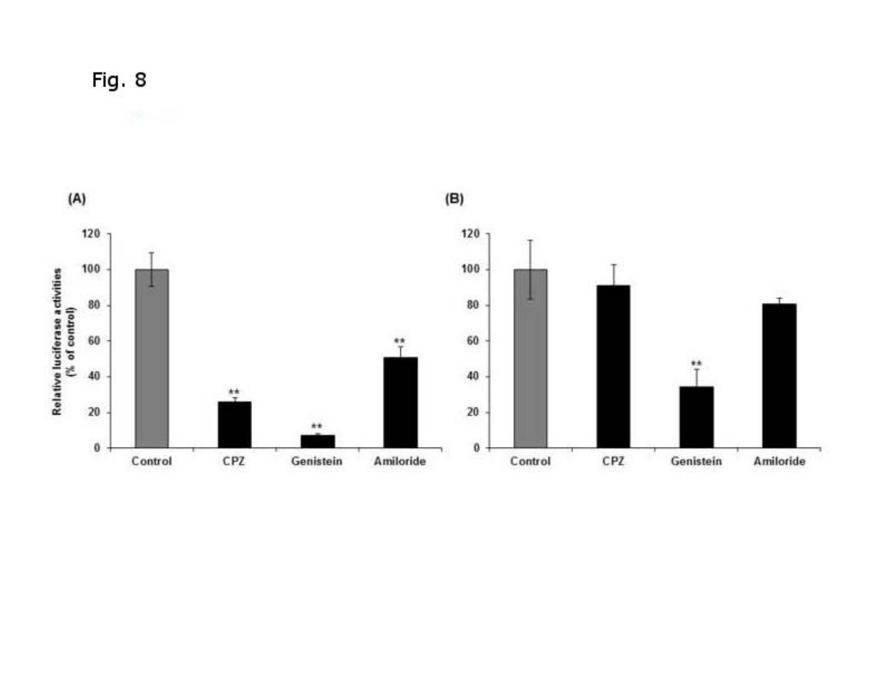Fig. 8

(A)

| | Control | CPZ | Genistein | Amiloride |
|---|---|---|---|---|
| Relative luciferase activities (% of control) | 100 | ** | ** | ** |

(B)

| | Control | CPZ | Genistein | Amiloride |
|---|---|---|---|---|
| Relative luciferase activities (% of control) | 100 | | ** | |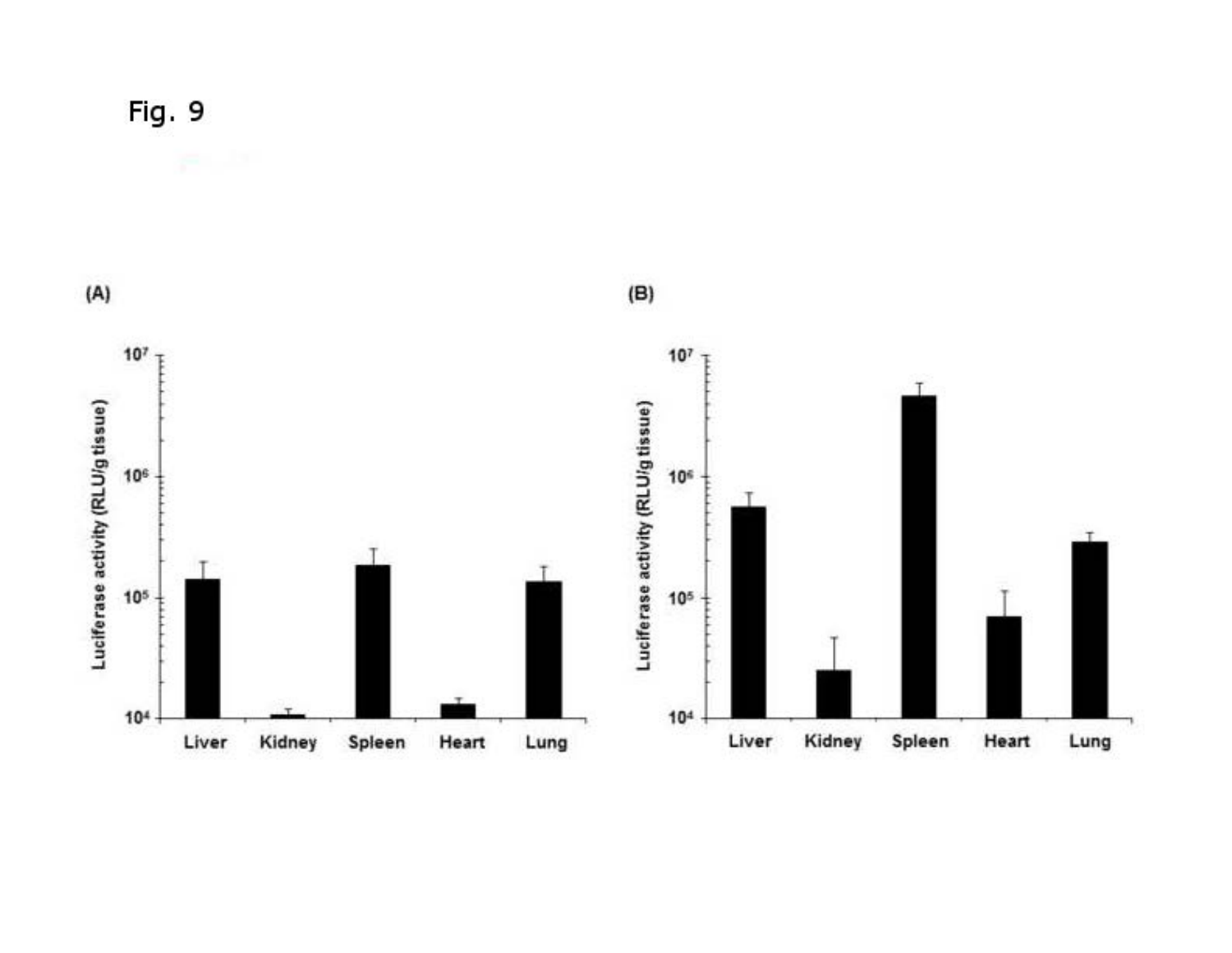Fig. 9

(A)

(B)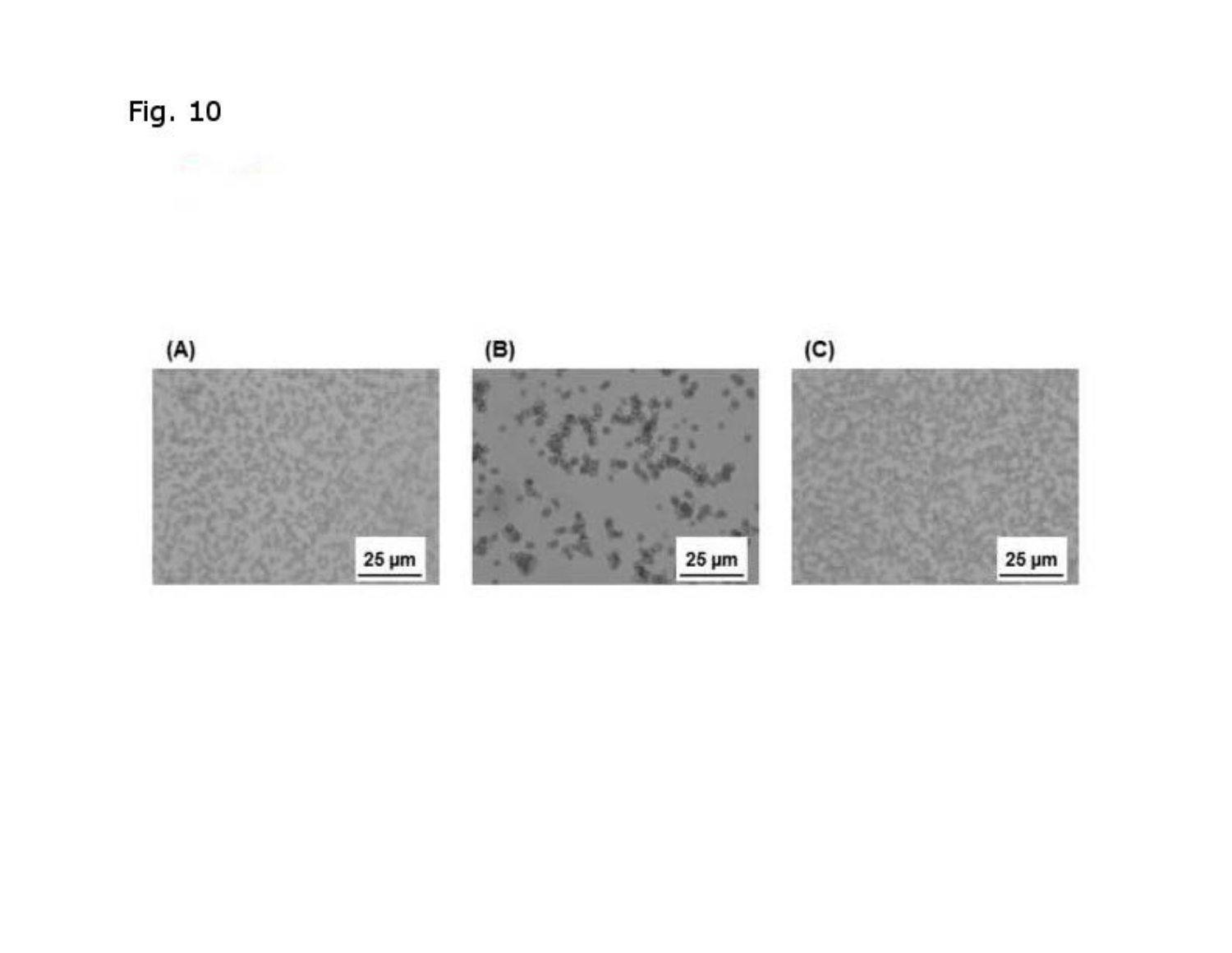Fig. 10

(A)

25 µm

(B)

25 µm

(C)

25 µm